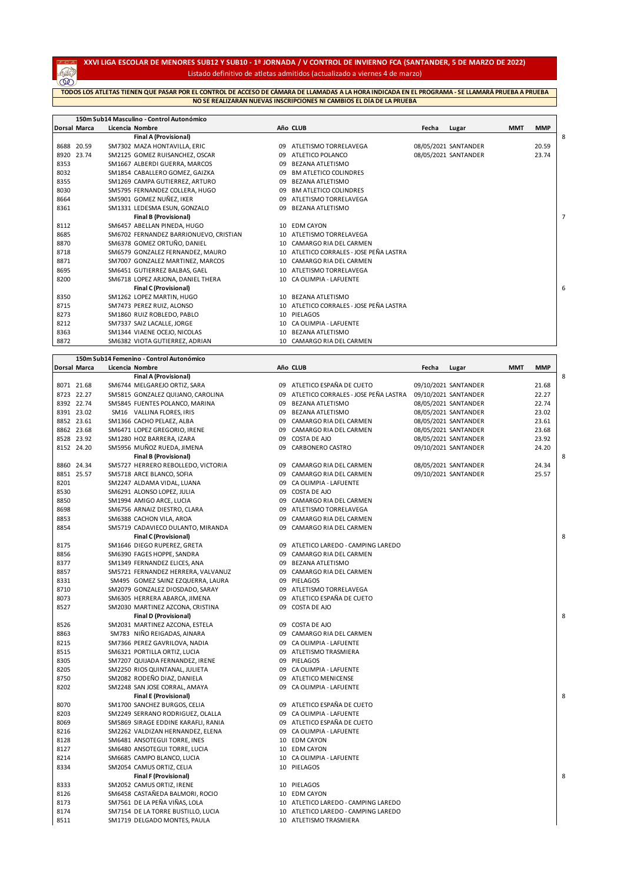# XXVI LIGA ESCOLAR DE MENORES SUB12 Y SUB10 - 1ª JORNADA / V CONTROL DE INVIERNO FCA (SANTANDER, 5 DE MARZO DE 2022)

Listado definitivo de atletas admitidos (actualizado a viernes 4 de marzo)

**TODOS LOS ATLETAS TIENEN QUE PASAR POR EL CONTROL DE ACCESO DE CÁMARA DE LLAMADAS A LA HORA INDICADA EN EL PROGRAMA - SE LLAMARÁ PRUEBA A PRUEBA**
**NO SE REALIZARÁN NUEVAS INSCRIPCIONES NI CAMBIOS EL DÍA DE LA PRUEBA**

## 150m Sub14 Masculino - Control Autonómico

| Dorsal | Marca | Licencia | Nombre | Año | CLUB | Fecha | Lugar | MMT | MMP | |
|---|---|---|---|---|---|---|---|---|---|---|
| | | | **Final A (Provisional)** | | | | | | | 8 |
| 8688 | 20.59 | SM7302 | MAZA HONTAVILLA, ERIC | 09 | ATLETISMO TORRELAVEGA | 08/05/2021 | SANTANDER | | 20.59 | |
| 8920 | 23.74 | SM2125 | GOMEZ RUISANCHEZ, OSCAR | 09 | ATLETICO POLANCO | 08/05/2021 | SANTANDER | | 23.74 | |
| 8353 | | SM1667 | ALBERDI GUERRA, MARCOS | 09 | BEZANA ATLETISMO | | | | | |
| 8032 | | SM1854 | CABALLERO GOMEZ, GAIZKA | 09 | BM ATLETICO COLINDRES | | | | | |
| 8355 | | SM1269 | CAMPA GUTIERREZ, ARTURO | 09 | BEZANA ATLETISMO | | | | | |
| 8030 | | SM5795 | FERNANDEZ COLLERA, HUGO | 09 | BM ATLETICO COLINDRES | | | | | |
| 8664 | | SM5901 | GOMEZ NUÑEZ, IKER | 09 | ATLETISMO TORRELAVEGA | | | | | |
| 8361 | | SM1331 | LEDESMA ESUN, GONZALO | 09 | BEZANA ATLETISMO | | | | | |
| | | | **Final B (Provisional)** | | | | | | | 7 |
| 8112 | | SM6457 | ABELLAN PINEDA, HUGO | 10 | EDM CAYON | | | | | |
| 8685 | | SM6702 | FERNANDEZ BARRIONUEVO, CRISTIAN | 10 | ATLETISMO TORRELAVEGA | | | | | |
| 8870 | | SM6378 | GOMEZ ORTUÑO, DANIEL | 10 | CAMARGO RIA DEL CARMEN | | | | | |
| 8718 | | SM6579 | GONZALEZ FERNANDEZ, MAURO | 10 | ATLETICO CORRALES - JOSE PEÑA LASTRA | | | | | |
| 8871 | | SM7007 | GONZALEZ MARTINEZ, MARCOS | 10 | CAMARGO RIA DEL CARMEN | | | | | |
| 8695 | | SM6451 | GUTIERREZ BALBAS, GAEL | 10 | ATLETISMO TORRELAVEGA | | | | | |
| 8200 | | SM6718 | LOPEZ ARJONA, DANIEL THERA | 10 | CA OLIMPIA - LAFUENTE | | | | | |
| | | | **Final C (Provisional)** | | | | | | | 6 |
| 8350 | | SM1262 | LOPEZ MARTIN, HUGO | 10 | BEZANA ATLETISMO | | | | | |
| 8715 | | SM7473 | PEREZ RUIZ, ALONSO | 10 | ATLETICO CORRALES - JOSE PEÑA LASTRA | | | | | |
| 8273 | | SM1860 | RUIZ ROBLEDO, PABLO | 10 | PIELAGOS | | | | | |
| 8212 | | SM7337 | SAIZ LACALLE, JORGE | 10 | CA OLIMPIA - LAFUENTE | | | | | |
| 8363 | | SM1344 | VIAENE OCEJO, NICOLAS | 10 | BEZANA ATLETISMO | | | | | |
| 8872 | | SM6382 | VIOTA GUTIERREZ, ADRIAN | 10 | CAMARGO RIA DEL CARMEN | | | | | |

## 150m Sub14 Femenino - Control Autonómico

| Dorsal | Marca | Licencia | Nombre | Año | CLUB | Fecha | Lugar | MMT | MMP | |
|---|---|---|---|---|---|---|---|---|---|---|
| | | | **Final A (Provisional)** | | | | | | | 8 |
| 8071 | 21.68 | SM6744 | MELGAREJO ORTIZ, SARA | 09 | ATLETICO ESPAÑA DE CUETO | 09/10/2021 | SANTANDER | | 21.68 | |
| 8723 | 22.27 | SM5815 | GONZALEZ QUIJANO, CAROLINA | 09 | ATLETICO CORRALES - JOSE PEÑA LASTRA | 09/10/2021 | SANTANDER | | 22.27 | |
| 8392 | 22.74 | SM5845 | FUENTES POLANCO, MARINA | 09 | BEZANA ATLETISMO | 08/05/2021 | SANTANDER | | 22.74 | |
| 8391 | 23.02 | SM16 | VALLINA FLORES, IRIS | 09 | BEZANA ATLETISMO | 08/05/2021 | SANTANDER | | 23.02 | |
| 8852 | 23.61 | SM1366 | CACHO PELAEZ, ALBA | 09 | CAMARGO RIA DEL CARMEN | 08/05/2021 | SANTANDER | | 23.61 | |
| 8862 | 23.68 | SM6471 | LOPEZ GREGORIO, IRENE | 09 | CAMARGO RIA DEL CARMEN | 08/05/2021 | SANTANDER | | 23.68 | |
| 8528 | 23.92 | SM1280 | HOZ BARRERA, IZARA | 09 | COSTA DE AJO | 08/05/2021 | SANTANDER | | 23.92 | |
| 8152 | 24.20 | SM5956 | MUÑOZ RUEDA, JIMENA | 09 | CARBONERO CASTRO | 09/10/2021 | SANTANDER | | 24.20 | |
| | | | **Final B (Provisional)** | | | | | | | 8 |
| 8860 | 24.34 | SM5727 | HERRERO REBOLLEDO, VICTORIA | 09 | CAMARGO RIA DEL CARMEN | 08/05/2021 | SANTANDER | | 24.34 | |
| 8851 | 25.57 | SM5718 | ARCE BLANCO, SOFIA | 09 | CAMARGO RIA DEL CARMEN | 09/10/2021 | SANTANDER | | 25.57 | |
| 8201 | | SM2247 | ALDAMA VIDAL, LUANA | 09 | CA OLIMPIA - LAFUENTE | | | | | |
| 8530 | | SM6291 | ALONSO LOPEZ, JULIA | 09 | COSTA DE AJO | | | | | |
| 8850 | | SM1994 | AMIGO ARCE, LUCIA | 09 | CAMARGO RIA DEL CARMEN | | | | | |
| 8698 | | SM6756 | ARNAIZ DIESTRO, CLARA | 09 | ATLETISMO TORRELAVEGA | | | | | |
| 8853 | | SM6388 | CACHON VILA, AROA | 09 | CAMARGO RIA DEL CARMEN | | | | | |
| 8854 | | SM5719 | CADAVIECO DULANTO, MIRANDA | 09 | CAMARGO RIA DEL CARMEN | | | | | |
| | | | **Final C (Provisional)** | | | | | | | 8 |
| 8175 | | SM1646 | DIEGO RUPEREZ, GRETA | 09 | ATLETICO LAREDO - CAMPING LAREDO | | | | | |
| 8856 | | SM6390 | FAGES HOPPE, SANDRA | 09 | CAMARGO RIA DEL CARMEN | | | | | |
| 8377 | | SM1349 | FERNANDEZ ELICES, ANA | 09 | BEZANA ATLETISMO | | | | | |
| 8857 | | SM5721 | FERNANDEZ HERRERA, VALVANUZ | 09 | CAMARGO RIA DEL CARMEN | | | | | |
| 8331 | | SM495 | GOMEZ SAINZ EZQUERRA, LAURA | 09 | PIELAGOS | | | | | |
| 8710 | | SM2079 | GONZALEZ DIOSDADO, SARAY | 09 | ATLETISMO TORRELAVEGA | | | | | |
| 8073 | | SM6305 | HERRERA ABARCA, JIMENA | 09 | ATLETICO ESPAÑA DE CUETO | | | | | |
| 8527 | | SM2030 | MARTINEZ AZCONA, CRISTINA | 09 | COSTA DE AJO | | | | | |
| | | | **Final D (Provisional)** | | | | | | | 8 |
| 8526 | | SM2031 | MARTINEZ AZCONA, ESTELA | 09 | COSTA DE AJO | | | | | |
| 8863 | | SM783 | NIÑO REIGADAS, AINARA | 09 | CAMARGO RIA DEL CARMEN | | | | | |
| 8215 | | SM7366 | PEREZ GAVRILOVA, NADIA | 09 | CA OLIMPIA - LAFUENTE | | | | | |
| 8515 | | SM6321 | PORTILLA ORTIZ, LUCIA | 09 | ATLETISMO TRASMIERA | | | | | |
| 8305 | | SM7207 | QUIJADA FERNANDEZ, IRENE | 09 | PIELAGOS | | | | | |
| 8205 | | SM2250 | RIOS QUINTANAL, JULIETA | 09 | CA OLIMPIA - LAFUENTE | | | | | |
| 8750 | | SM2082 | RODEÑO DIAZ, DANIELA | 09 | ATLETICO MENICENSE | | | | | |
| 8202 | | SM2248 | SAN JOSE CORRAL, AMAYA | 09 | CA OLIMPIA - LAFUENTE | | | | | |
| | | | **Final E (Provisional)** | | | | | | | 8 |
| 8070 | | SM1700 | SANCHEZ BURGOS, CELIA | 09 | ATLETICO ESPAÑA DE CUETO | | | | | |
| 8203 | | SM2249 | SERRANO RODRIGUEZ, OLALLA | 09 | CA OLIMPIA - LAFUENTE | | | | | |
| 8069 | | SM5869 | SIRAGE EDDINE KARAFLI, RANIA | 09 | ATLETICO ESPAÑA DE CUETO | | | | | |
| 8216 | | SM2262 | VALDIZAN HERNANDEZ, ELENA | 09 | CA OLIMPIA - LAFUENTE | | | | | |
| 8128 | | SM6481 | ANSOTEGUI TORRE, INES | 10 | EDM CAYON | | | | | |
| 8127 | | SM6480 | ANSOTEGUI TORRE, LUCIA | 10 | EDM CAYON | | | | | |
| 8214 | | SM6685 | CAMPO BLANCO, LUCIA | 10 | CA OLIMPIA - LAFUENTE | | | | | |
| 8334 | | SM2054 | CAMUS ORTIZ, CELIA | 10 | PIELAGOS | | | | | |
| | | | **Final F (Provisional)** | | | | | | | 8 |
| 8333 | | SM2052 | CAMUS ORTIZ, IRENE | 10 | PIELAGOS | | | | | |
| 8126 | | SM6458 | CASTAÑEDA BALMORI, ROCIO | 10 | EDM CAYON | | | | | |
| 8173 | | SM7561 | DE LA PEÑA VIÑAS, LOLA | 10 | ATLETICO LAREDO - CAMPING LAREDO | | | | | |
| 8174 | | SM7154 | DE LA TORRE BUSTILLO, LUCIA | 10 | ATLETICO LAREDO - CAMPING LAREDO | | | | | |
| 8511 | | SM1719 | DELGADO MONTES, PAULA | 10 | ATLETISMO TRASMIERA | | | | | |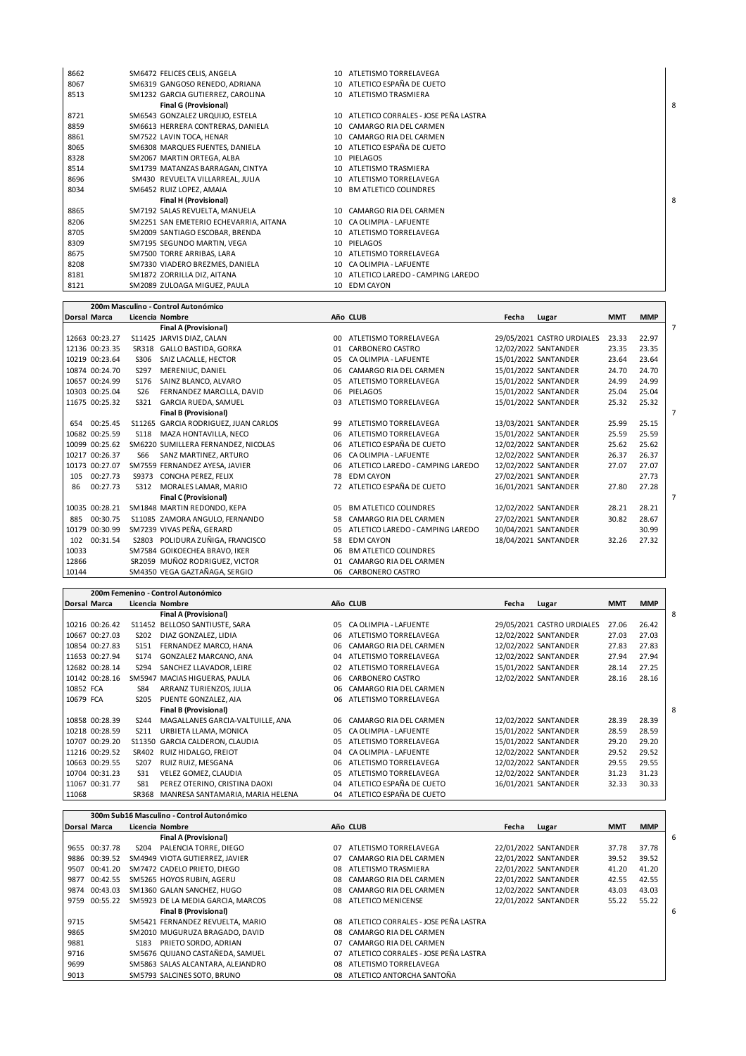| Dorsal | Marca | Licencia | Nombre | Año | CLUB |
|---|---|---|---|---|---|
| 8662 | | SM6472 | FELICES CELIS, ANGELA | 10 | ATLETISMO TORRELAVEGA |
| 8067 | | SM6319 | GANGOSO RENEDO, ADRIANA | 10 | ATLETICO ESPAÑA DE CUETO |
| 8513 | | SM1232 | GARCIA GUTIERREZ, CAROLINA | 10 | ATLETISMO TRASMIERA |
| | | | **Final G (Provisional)** | | |
| 8721 | | SM6543 | GONZALEZ URQUIJO, ESTELA | 10 | ATLETICO CORRALES - JOSE PEÑA LASTRA |
| 8859 | | SM6613 | HERRERA CONTRERAS, DANIELA | 10 | CAMARGO RIA DEL CARMEN |
| 8861 | | SM7522 | LAVIN TOCA, HENAR | 10 | CAMARGO RIA DEL CARMEN |
| 8065 | | SM6308 | MARQUES FUENTES, DANIELA | 10 | ATLETICO ESPAÑA DE CUETO |
| 8328 | | SM2067 | MARTIN ORTEGA, ALBA | 10 | PIELAGOS |
| 8514 | | SM1739 | MATANZAS BARRAGAN, CINTYA | 10 | ATLETISMO TRASMIERA |
| 8696 | | SM430 | REVUELTA VILLARREAL, JULIA | 10 | ATLETISMO TORRELAVEGA |
| 8034 | | SM6452 | RUIZ LOPEZ, AMAIA | 10 | BM ATLETICO COLINDRES |
| | | | **Final H (Provisional)** | | |
| 8865 | | SM7192 | SALAS REVUELTA, MANUELA | 10 | CAMARGO RIA DEL CARMEN |
| 8206 | | SM2251 | SAN EMETERIO ECHEVARRIA, AITANA | 10 | CA OLIMPIA - LAFUENTE |
| 8705 | | SM2009 | SANTIAGO ESCOBAR, BRENDA | 10 | ATLETISMO TORRELAVEGA |
| 8309 | | SM7195 | SEGUNDO MARTIN, VEGA | 10 | PIELAGOS |
| 8675 | | SM7500 | TORRE ARRIBAS, LARA | 10 | ATLETISMO TORRELAVEGA |
| 8208 | | SM7330 | VIADERO BREZMES, DANIELA | 10 | CA OLIMPIA - LAFUENTE |
| 8181 | | SM1872 | ZORRILLA DIZ, AITANA | 10 | ATLETICO LAREDO - CAMPING LAREDO |
| 8121 | | SM2089 | ZULOAGA MIGUEZ, PAULA | 10 | EDM CAYON |

## 200m Masculino - Control Autonómico

| Dorsal | Marca | Licencia | Nombre | Año | CLUB | Fecha | Lugar | MMT | MMP |
|---|---|---|---|---|---|---|---|---|---|
| | | | **Final A (Provisional)** | | | | | | |
| 12663 | 00:23.27 | S11425 | JARVIS DIAZ, CALAN | 00 | ATLETISMO TORRELAVEGA | 29/05/2021 | CASTRO URDIALES | 23.33 | 22.97 |
| 12136 | 00:23.35 | SR318 | GALLO BASTIDA, GORKA | 01 | CARBONERO CASTRO | 12/02/2022 | SANTANDER | 23.35 | 23.35 |
| 10219 | 00:23.64 | S306 | SAIZ LACALLE, HECTOR | 05 | CA OLIMPIA - LAFUENTE | 15/01/2022 | SANTANDER | 23.64 | 23.64 |
| 10874 | 00:24.70 | S297 | MERENIUC, DANIEL | 06 | CAMARGO RIA DEL CARMEN | 15/01/2022 | SANTANDER | 24.70 | 24.70 |
| 10657 | 00:24.99 | S176 | SAINZ BLANCO, ALVARO | 05 | ATLETISMO TORRELAVEGA | 15/01/2022 | SANTANDER | 24.99 | 24.99 |
| 10303 | 00:25.04 | S26 | FERNANDEZ MARCILLA, DAVID | 06 | PIELAGOS | 15/01/2022 | SANTANDER | 25.04 | 25.04 |
| 11675 | 00:25.32 | S321 | GARCIA RUEDA, SAMUEL | 03 | ATLETISMO TORRELAVEGA | 15/01/2022 | SANTANDER | 25.32 | 25.32 |
| | | | **Final B (Provisional)** | | | | | | |
| 654 | 00:25.45 | S11265 | GARCIA RODRIGUEZ, JUAN CARLOS | 99 | ATLETISMO TORRELAVEGA | 13/03/2021 | SANTANDER | 25.99 | 25.15 |
| 10682 | 00:25.59 | S118 | MAZA HONTAVILLA, NECO | 06 | ATLETISMO TORRELAVEGA | 15/01/2022 | SANTANDER | 25.59 | 25.59 |
| 10099 | 00:25.62 | SM6220 | SUMILLERA FERNANDEZ, NICOLAS | 06 | ATLETICO ESPAÑA DE CUETO | 12/02/2022 | SANTANDER | 25.62 | 25.62 |
| 10217 | 00:26.37 | S66 | SANZ MARTINEZ, ARTURO | 06 | CA OLIMPIA - LAFUENTE | 12/02/2022 | SANTANDER | 26.37 | 26.37 |
| 10173 | 00:27.07 | SM7559 | FERNANDEZ AYESA, JAVIER | 06 | ATLETICO LAREDO - CAMPING LAREDO | 12/02/2022 | SANTANDER | 27.07 | 27.07 |
| 105 | 00:27.73 | S9373 | CONCHA PEREZ, FELIX | 78 | EDM CAYON | 27/02/2021 | SANTANDER | | 27.73 |
| 86 | 00:27.73 | S312 | MORALES LAMAR, MARIO | 72 | ATLETICO ESPAÑA DE CUETO | 16/01/2021 | SANTANDER | 27.80 | 27.28 |
| | | | **Final C (Provisional)** | | | | | | |
| 10035 | 00:28.21 | SM1848 | MARTIN REDONDO, KEPA | 05 | BM ATLETICO COLINDRES | 12/02/2022 | SANTANDER | 28.21 | 28.21 |
| 885 | 00:30.75 | S11085 | ZAMORA ANGULO, FERNANDO | 58 | CAMARGO RIA DEL CARMEN | 27/02/2021 | SANTANDER | 30.82 | 28.67 |
| 10179 | 00:30.99 | SM7239 | VIVAS PEÑA, GERARD | 05 | ATLETICO LAREDO - CAMPING LAREDO | 10/04/2021 | SANTANDER | | 30.99 |
| 102 | 00:31.54 | S2803 | POLIDURA ZUÑIGA, FRANCISCO | 58 | EDM CAYON | 18/04/2021 | SANTANDER | 32.26 | 27.32 |
| 10033 | | SM7584 | GOIKOECHEA BRAVO, IKER | 06 | BM ATLETICO COLINDRES | | | | |
| 12866 | | SR2059 | MUÑOZ RODRIGUEZ, VICTOR | 01 | CAMARGO RIA DEL CARMEN | | | | |
| 10144 | | SM4350 | VEGA GAZTAÑAGA, SERGIO | 06 | CARBONERO CASTRO | | | | |

## 200m Femenino - Control Autonómico

| Dorsal | Marca | Licencia | Nombre | Año | CLUB | Fecha | Lugar | MMT | MMP |
|---|---|---|---|---|---|---|---|---|---|
| | | | **Final A (Provisional)** | | | | | | |
| 10216 | 00:26.42 | S11452 | BELLOSO SANTIUSTE, SARA | 05 | CA OLIMPIA - LAFUENTE | 29/05/2021 | CASTRO URDIALES | 27.06 | 26.42 |
| 10667 | 00:27.03 | S202 | DIAZ GONZALEZ, LIDIA | 06 | ATLETISMO TORRELAVEGA | 12/02/2022 | SANTANDER | 27.03 | 27.03 |
| 10854 | 00:27.83 | S151 | FERNANDEZ MARCO, HANA | 06 | CAMARGO RIA DEL CARMEN | 12/02/2022 | SANTANDER | 27.83 | 27.83 |
| 11653 | 00:27.94 | S174 | GONZALEZ MARCANO, ANA | 04 | ATLETISMO TORRELAVEGA | 12/02/2022 | SANTANDER | 27.94 | 27.94 |
| 12682 | 00:28.14 | S294 | SANCHEZ LLAVADOR, LEIRE | 02 | ATLETISMO TORRELAVEGA | 15/01/2022 | SANTANDER | 28.14 | 27.25 |
| 10142 | 00:28.16 | SM5947 | MACIAS HIGUERAS, PAULA | 06 | CARBONERO CASTRO | 12/02/2022 | SANTANDER | 28.16 | 28.16 |
| 10852 | FCA | S84 | ARRANZ TURIENZOS, JULIA | 06 | CAMARGO RIA DEL CARMEN | | | | |
| 10679 | FCA | S205 | PUENTE GONZALEZ, AIA | 06 | ATLETISMO TORRELAVEGA | | | | |
| | | | **Final B (Provisional)** | | | | | | |
| 10858 | 00:28.39 | S244 | MAGALLANES GARCIA-VALTUILLE, ANA | 06 | CAMARGO RIA DEL CARMEN | 12/02/2022 | SANTANDER | 28.39 | 28.39 |
| 10218 | 00:28.59 | S211 | URBIETA LLAMA, MONICA | 05 | CA OLIMPIA - LAFUENTE | 15/01/2022 | SANTANDER | 28.59 | 28.59 |
| 10707 | 00:29.20 | S11350 | GARCIA CALDERON, CLAUDIA | 05 | ATLETISMO TORRELAVEGA | 15/01/2022 | SANTANDER | 29.20 | 29.20 |
| 11216 | 00:29.52 | SR402 | RUIZ HIDALGO, FREIOT | 04 | CA OLIMPIA - LAFUENTE | 12/02/2022 | SANTANDER | 29.52 | 29.52 |
| 10663 | 00:29.55 | S207 | RUIZ RUIZ, MESGANA | 06 | ATLETISMO TORRELAVEGA | 12/02/2022 | SANTANDER | 29.55 | 29.55 |
| 10704 | 00:31.23 | S31 | VELEZ GOMEZ, CLAUDIA | 05 | ATLETISMO TORRELAVEGA | 12/02/2022 | SANTANDER | 31.23 | 31.23 |
| 11067 | 00:31.77 | S81 | PEREZ OTERINO, CRISTINA DAOXI | 04 | ATLETICO ESPAÑA DE CUETO | 16/01/2021 | SANTANDER | 32.33 | 30.33 |
| 11068 | | SR368 | MANRESA SANTAMARIA, MARIA HELENA | 04 | ATLETICO ESPAÑA DE CUETO | | | | |

## 300m Sub16 Masculino - Control Autonómico

| Dorsal | Marca | Licencia | Nombre | Año | CLUB | Fecha | Lugar | MMT | MMP |
|---|---|---|---|---|---|---|---|---|---|
| | | | **Final A (Provisional)** | | | | | | |
| 9655 | 00:37.78 | S204 | PALENCIA TORRE, DIEGO | 07 | ATLETISMO TORRELAVEGA | 22/01/2022 | SANTANDER | 37.78 | 37.78 |
| 9886 | 00:39.52 | SM4949 | VIOTA GUTIERREZ, JAVIER | 07 | CAMARGO RIA DEL CARMEN | 22/01/2022 | SANTANDER | 39.52 | 39.52 |
| 9507 | 00:41.20 | SM7472 | CADELO PRIETO, DIEGO | 08 | ATLETISMO TRASMIERA | 22/01/2022 | SANTANDER | 41.20 | 41.20 |
| 9877 | 00:42.55 | SM5265 | HOYOS RUBIN, AGERU | 08 | CAMARGO RIA DEL CARMEN | 22/01/2022 | SANTANDER | 42.55 | 42.55 |
| 9874 | 00:43.03 | SM1360 | GALAN SANCHEZ, HUGO | 08 | CAMARGO RIA DEL CARMEN | 12/02/2022 | SANTANDER | 43.03 | 43.03 |
| 9759 | 00:55.22 | SM5923 | DE LA MEDIA GARCIA, MARCOS | 08 | ATLETICO MENICENSE | 22/01/2022 | SANTANDER | 55.22 | 55.22 |
| | | | **Final B (Provisional)** | | | | | | |
| 9715 | | SM5421 | FERNANDEZ REVUELTA, MARIO | 08 | ATLETICO CORRALES - JOSE PEÑA LASTRA | | | | |
| 9865 | | SM2010 | MUGURUZA BRAGADO, DAVID | 08 | CAMARGO RIA DEL CARMEN | | | | |
| 9881 | | S183 | PRIETO SORDO, ADRIAN | 07 | CAMARGO RIA DEL CARMEN | | | | |
| 9716 | | SM5676 | QUIJANO CASTAÑEDA, SAMUEL | 07 | ATLETICO CORRALES - JOSE PEÑA LASTRA | | | | |
| 9699 | | SM5863 | SALAS ALCANTARA, ALEJANDRO | 08 | ATLETISMO TORRELAVEGA | | | | |
| 9013 | | SM5793 | SALCINES SOTO, BRUNO | 08 | ATLETICO ANTORCHA SANTOÑA | | | | |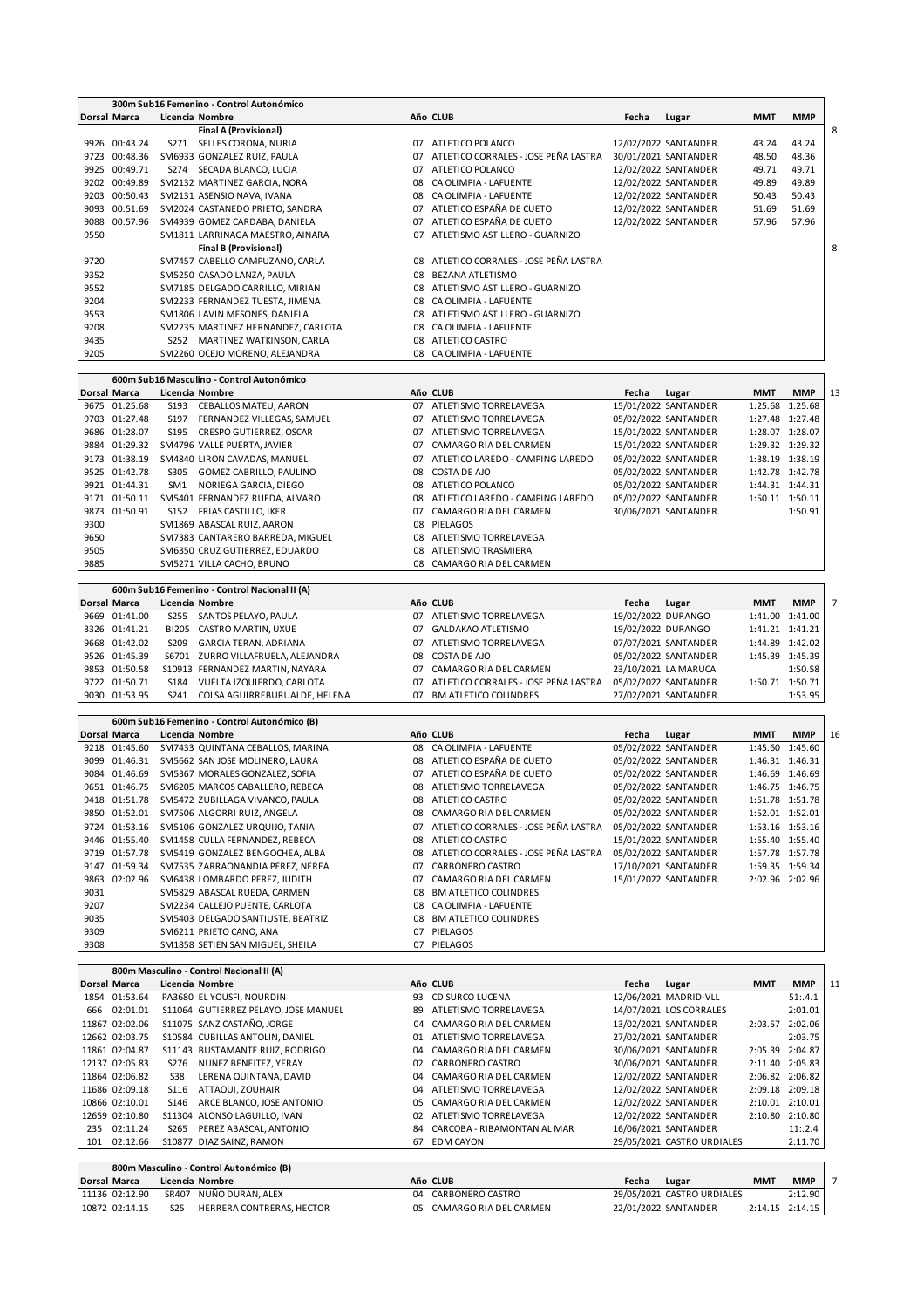## 300m Sub16 Femenino - Control Autonómico

| Dorsal | Marca | Licencia | Nombre | Año | CLUB | Fecha | Lugar | MMT | MMP |
|---|---|---|---|---|---|---|---|---|---|
| | | | **Final A (Provisional)** | | | | | | |
| 9926 | 00:43.24 | S271 | SELLES CORONA, NURIA | 07 | ATLETICO POLANCO | 12/02/2022 | SANTANDER | 43.24 | 43.24 |
| 9723 | 00:48.36 | SM6933 | GONZALEZ RUIZ, PAULA | 07 | ATLETICO CORRALES - JOSE PEÑA LASTRA | 30/01/2021 | SANTANDER | 48.50 | 48.36 |
| 9925 | 00:49.71 | S274 | SECADA BLANCO, LUCIA | 07 | ATLETICO POLANCO | 12/02/2022 | SANTANDER | 49.71 | 49.71 |
| 9202 | 00:49.89 | SM2132 | MARTINEZ GARCIA, NORA | 08 | CA OLIMPIA - LAFUENTE | 12/02/2022 | SANTANDER | 49.89 | 49.89 |
| 9203 | 00:50.43 | SM2131 | ASENSIO NAVA, IVANA | 08 | CA OLIMPIA - LAFUENTE | 12/02/2022 | SANTANDER | 50.43 | 50.43 |
| 9093 | 00:51.69 | SM2024 | CASTANEDO PRIETO, SANDRA | 07 | ATLETICO ESPAÑA DE CUETO | 12/02/2022 | SANTANDER | 51.69 | 51.69 |
| 9088 | 00:57.96 | SM4939 | GOMEZ CARDABA, DANIELA | 07 | ATLETICO ESPAÑA DE CUETO | 12/02/2022 | SANTANDER | 57.96 | 57.96 |
| 9550 | | SM1811 | LARRINAGA MAESTRO, AINARA | 07 | ATLETISMO ASTILLERO - GUARNIZO | | | | |
| | | | **Final B (Provisional)** | | | | | | |
| 9720 | | SM7457 | CABELLO CAMPUZANO, CARLA | 08 | ATLETICO CORRALES - JOSE PEÑA LASTRA | | | | |
| 9352 | | SM5250 | CASADO LANZA, PAULA | 08 | BEZANA ATLETISMO | | | | |
| 9552 | | SM7185 | DELGADO CARRILLO, MIRIAN | 08 | ATLETISMO ASTILLERO - GUARNIZO | | | | |
| 9204 | | SM2233 | FERNANDEZ TUESTA, JIMENA | 08 | CA OLIMPIA - LAFUENTE | | | | |
| 9553 | | SM1806 | LAVIN MESONES, DANIELA | 08 | ATLETISMO ASTILLERO - GUARNIZO | | | | |
| 9208 | | SM2235 | MARTINEZ HERNANDEZ, CARLOTA | 08 | CA OLIMPIA - LAFUENTE | | | | |
| 9435 | | S252 | MARTINEZ WATKINSON, CARLA | 08 | ATLETICO CASTRO | | | | |
| 9205 | | SM2260 | OCEJO MORENO, ALEJANDRA | 08 | CA OLIMPIA - LAFUENTE | | | | |

## 600m Sub16 Masculino - Control Autonómico

| Dorsal | Marca | Licencia | Nombre | Año | CLUB | Fecha | Lugar | MMT | MMP |
|---|---|---|---|---|---|---|---|---|---|
| 9675 | 01:25.68 | S193 | CEBALLOS MATEU, AARON | 07 | ATLETISMO TORRELAVEGA | 15/01/2022 | SANTANDER | 1:25.68 | 1:25.68 |
| 9703 | 01:27.48 | S197 | FERNANDEZ VILLEGAS, SAMUEL | 07 | ATLETISMO TORRELAVEGA | 05/02/2022 | SANTANDER | 1:27.48 | 1:27.48 |
| 9686 | 01:28.07 | S195 | CRESPO GUTIERREZ, OSCAR | 07 | ATLETISMO TORRELAVEGA | 15/01/2022 | SANTANDER | 1:28.07 | 1:28.07 |
| 9884 | 01:29.32 | SM4796 | VALLE PUERTA, JAVIER | 07 | CAMARGO RIA DEL CARMEN | 15/01/2022 | SANTANDER | 1:29.32 | 1:29.32 |
| 9173 | 01:38.19 | SM4840 | LIRON CAVADAS, MANUEL | 07 | ATLETICO LAREDO - CAMPING LAREDO | 05/02/2022 | SANTANDER | 1:38.19 | 1:38.19 |
| 9525 | 01:42.78 | S305 | GOMEZ CABRILLO, PAULINO | 08 | COSTA DE AJO | 05/02/2022 | SANTANDER | 1:42.78 | 1:42.78 |
| 9921 | 01:44.31 | SM1 | NORIEGA GARCIA, DIEGO | 08 | ATLETICO POLANCO | 05/02/2022 | SANTANDER | 1:44.31 | 1:44.31 |
| 9171 | 01:50.11 | SM5401 | FERNANDEZ RUEDA, ALVARO | 08 | ATLETICO LAREDO - CAMPING LAREDO | 05/02/2022 | SANTANDER | 1:50.11 | 1:50.11 |
| 9873 | 01:50.91 | S152 | FRIAS CASTILLO, IKER | 07 | CAMARGO RIA DEL CARMEN | 30/06/2021 | SANTANDER | | 1:50.91 |
| 9300 | | SM1869 | ABASCAL RUIZ, AARON | 08 | PIELAGOS | | | | |
| 9650 | | SM7383 | CANTARERO BARREDA, MIGUEL | 08 | ATLETISMO TORRELAVEGA | | | | |
| 9505 | | SM6350 | CRUZ GUTIERREZ, EDUARDO | 08 | ATLETISMO TRASMIERA | | | | |
| 9885 | | SM5271 | VILLA CACHO, BRUNO | 08 | CAMARGO RIA DEL CARMEN | | | | |

## 600m Sub16 Femenino - Control Nacional II (A)

| Dorsal | Marca | Licencia | Nombre | Año | CLUB | Fecha | Lugar | MMT | MMP |
|---|---|---|---|---|---|---|---|---|---|
| 9669 | 01:41.00 | S255 | SANTOS PELAYO, PAULA | 07 | ATLETISMO TORRELAVEGA | 19/02/2022 | DURANGO | 1:41.00 | 1:41.00 |
| 3326 | 01:41.21 | BI205 | CASTRO MARTIN, UXUE | 07 | GALDAKAO ATLETISMO | 19/02/2022 | DURANGO | 1:41.21 | 1:41.21 |
| 9668 | 01:42.02 | S209 | GARCIA TERAN, ADRIANA | 07 | ATLETISMO TORRELAVEGA | 07/07/2021 | SANTANDER | 1:44.89 | 1:42.02 |
| 9526 | 01:45.39 | S6701 | ZURRO VILLAFRUELA, ALEJANDRA | 08 | COSTA DE AJO | 05/02/2022 | SANTANDER | 1:45.39 | 1:45.39 |
| 9853 | 01:50.58 | S10913 | FERNANDEZ MARTIN, NAYARA | 07 | CAMARGO RIA DEL CARMEN | 23/10/2021 | LA MARUCA | | 1:50.58 |
| 9722 | 01:50.71 | S184 | VUELTA IZQUIERDO, CARLOTA | 07 | ATLETICO CORRALES - JOSE PEÑA LASTRA | 05/02/2022 | SANTANDER | 1:50.71 | 1:50.71 |
| 9030 | 01:53.95 | S241 | COLSA AGUIRREBURUALDE, HELENA | 07 | BM ATLETICO COLINDRES | 27/02/2021 | SANTANDER | | 1:53.95 |

## 600m Sub16 Femenino - Control Autonómico (B)

| Dorsal | Marca | Licencia | Nombre | Año | CLUB | Fecha | Lugar | MMT | MMP |
|---|---|---|---|---|---|---|---|---|---|
| 9218 | 01:45.60 | SM7433 | QUINTANA CEBALLOS, MARINA | 08 | CA OLIMPIA - LAFUENTE | 05/02/2022 | SANTANDER | 1:45.60 | 1:45.60 |
| 9099 | 01:46.31 | SM5662 | SAN JOSE MOLINERO, LAURA | 08 | ATLETICO ESPAÑA DE CUETO | 05/02/2022 | SANTANDER | 1:46.31 | 1:46.31 |
| 9084 | 01:46.69 | SM5367 | MORALES GONZALEZ, SOFIA | 07 | ATLETICO ESPAÑA DE CUETO | 05/02/2022 | SANTANDER | 1:46.69 | 1:46.69 |
| 9651 | 01:46.75 | SM6205 | MARCOS CABALLERO, REBECA | 08 | ATLETISMO TORRELAVEGA | 05/02/2022 | SANTANDER | 1:46.75 | 1:46.75 |
| 9418 | 01:51.78 | SM5472 | ZUBILLAGA VIVANCO, PAULA | 08 | ATLETICO CASTRO | 05/02/2022 | SANTANDER | 1:51.78 | 1:51.78 |
| 9850 | 01:52.01 | SM7506 | ALGORRI RUIZ, ANGELA | 08 | CAMARGO RIA DEL CARMEN | 05/02/2022 | SANTANDER | 1:52.01 | 1:52.01 |
| 9724 | 01:53.16 | SM5106 | GONZALEZ URQUIJO, TANIA | 07 | ATLETICO CORRALES - JOSE PEÑA LASTRA | 05/02/2022 | SANTANDER | 1:53.16 | 1:53.16 |
| 9446 | 01:55.40 | SM1458 | CULLA FERNANDEZ, REBECA | 08 | ATLETICO CASTRO | 15/01/2022 | SANTANDER | 1:55.40 | 1:55.40 |
| 9719 | 01:57.78 | SM5419 | GONZALEZ BENGOCHEA, ALBA | 08 | ATLETICO CORRALES - JOSE PEÑA LASTRA | 05/02/2022 | SANTANDER | 1:57.78 | 1:57.78 |
| 9147 | 01:59.34 | SM7535 | ZARRAONANDIA PEREZ, NEREA | 07 | CARBONERO CASTRO | 17/10/2021 | SANTANDER | 1:59.35 | 1:59.34 |
| 9863 | 02:02.96 | SM6438 | LOMBARDO PEREZ, JUDITH | 07 | CAMARGO RIA DEL CARMEN | 15/01/2022 | SANTANDER | 2:02.96 | 2:02.96 |
| 9031 | | SM5829 | ABASCAL RUEDA, CARMEN | 08 | BM ATLETICO COLINDRES | | | | |
| 9207 | | SM2234 | CALLEJO PUENTE, CARLOTA | 08 | CA OLIMPIA - LAFUENTE | | | | |
| 9035 | | SM5403 | DELGADO SANTIUSTE, BEATRIZ | 08 | BM ATLETICO COLINDRES | | | | |
| 9309 | | SM6211 | PRIETO CANO, ANA | 07 | PIELAGOS | | | | |
| 9308 | | SM1858 | SETIEN SAN MIGUEL, SHEILA | 07 | PIELAGOS | | | | |

## 800m Masculino - Control Nacional II (A)

| Dorsal | Marca | Licencia | Nombre | Año | CLUB | Fecha | Lugar | MMT | MMP |
|---|---|---|---|---|---|---|---|---|---|
| 1854 | 01:53.64 | PA3680 | EL YOUSFI, NOURDIN | 93 | CD SURCO LUCENA | 12/06/2021 | MADRID-VLL | | 51:.4.1 |
| 666 | 02:01.01 | S11064 | GUTIERREZ PELAYO, JOSE MANUEL | 89 | ATLETISMO TORRELAVEGA | 14/07/2021 | LOS CORRALES | | 2:01.01 |
| 11867 | 02:02.06 | S11075 | SANZ CASTAÑO, JORGE | 04 | CAMARGO RIA DEL CARMEN | 13/02/2021 | SANTANDER | 2:03.57 | 2:02.06 |
| 12662 | 02:03.75 | S10584 | CUBILLAS ANTOLIN, DANIEL | 01 | ATLETISMO TORRELAVEGA | 27/02/2021 | SANTANDER | | 2:03.75 |
| 11861 | 02:04.87 | S11143 | BUSTAMANTE RUIZ, RODRIGO | 04 | CAMARGO RIA DEL CARMEN | 30/06/2021 | SANTANDER | 2:05.39 | 2:04.87 |
| 12137 | 02:05.83 | S276 | NUÑEZ BENEITEZ, YERAY | 02 | CARBONERO CASTRO | 30/06/2021 | SANTANDER | 2:11.40 | 2:05.83 |
| 11864 | 02:06.82 | S38 | LERENA QUINTANA, DAVID | 04 | CAMARGO RIA DEL CARMEN | 12/02/2022 | SANTANDER | 2:06.82 | 2:06.82 |
| 11686 | 02:09.18 | S116 | ATTAOUI, ZOUHAIR | 04 | ATLETISMO TORRELAVEGA | 12/02/2022 | SANTANDER | 2:09.18 | 2:09.18 |
| 10866 | 02:10.01 | S146 | ARCE BLANCO, JOSE ANTONIO | 05 | CAMARGO RIA DEL CARMEN | 12/02/2022 | SANTANDER | 2:10.01 | 2:10.01 |
| 12659 | 02:10.80 | S11304 | ALONSO LAGUILLO, IVAN | 02 | ATLETISMO TORRELAVEGA | 12/02/2022 | SANTANDER | 2:10.80 | 2:10.80 |
| 235 | 02:11.24 | S265 | PEREZ ABASCAL, ANTONIO | 84 | CARCOBA - RIBAMONTAN AL MAR | 16/06/2021 | SANTANDER | | 11:.2.4 |
| 101 | 02:12.66 | S10877 | DIAZ SAINZ, RAMON | 67 | EDM CAYON | 29/05/2021 | CASTRO URDIALES | | 2:11.70 |

## 800m Masculino - Control Autonómico (B)

| Dorsal | Marca | Licencia | Nombre | Año | CLUB | Fecha | Lugar | MMT | MMP |
|---|---|---|---|---|---|---|---|---|---|
| 11136 | 02:12.90 | SR407 | NUÑO DURAN, ALEX | 04 | CARBONERO CASTRO | 29/05/2021 | CASTRO URDIALES | | 2:12.90 |
| 10872 | 02:14.15 | S25 | HERRERA CONTRERAS, HECTOR | 05 | CAMARGO RIA DEL CARMEN | 22/01/2022 | SANTANDER | 2:14.15 | 2:14.15 |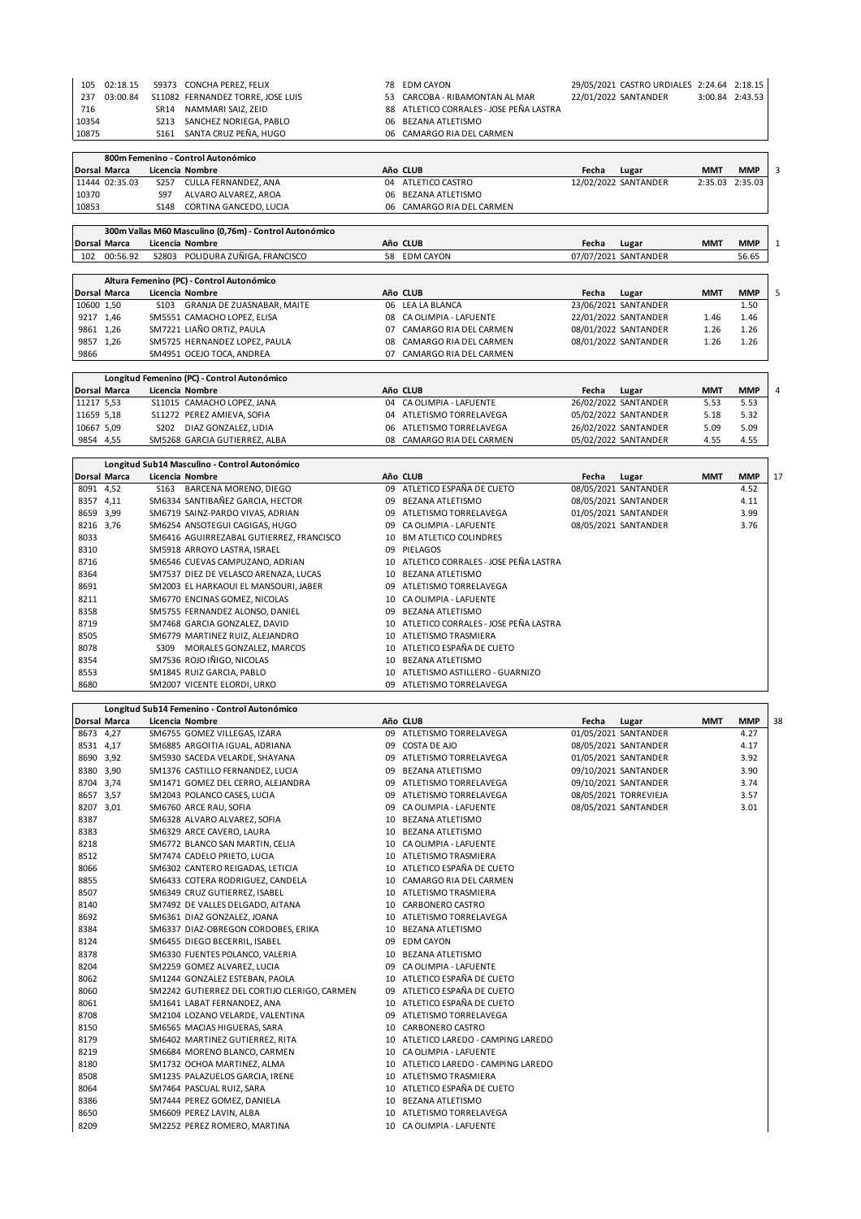| Dorsal | Marca | Licencia | Nombre | Año | CLUB | Fecha | Lugar | MMT | MMP |
|---|---|---|---|---|---|---|---|---|---|
| 105 | 02:18.15 | S9373 | CONCHA PEREZ, FELIX | 78 | EDM CAYON | 29/05/2021 | CASTRO URDIALES | 2:24.64 | 2:18.15 |
| 237 | 03:00.84 | S11082 | FERNANDEZ TORRE, JOSE LUIS | 53 | CARCOBA - RIBAMONTAN AL MAR | 22/01/2022 | SANTANDER | 3:00.84 | 2:43.53 |
| 716 | | SR14 | NAMMARI SAIZ, ZEID | 88 | ATLETICO CORRALES - JOSE PEÑA LASTRA | | | | |
| 10354 | | S213 | SANCHEZ NORIEGA, PABLO | 06 | BEZANA ATLETISMO | | | | |
| 10875 | | S161 | SANTA CRUZ PEÑA, HUGO | 06 | CAMARGO RIA DEL CARMEN | | | | |

**800m Femenino - Control Autonómico** (3)

| Dorsal | Marca | Licencia | Nombre | Año | CLUB | Fecha | Lugar | MMT | MMP |
|---|---|---|---|---|---|---|---|---|---|
| 11444 | 02:35.03 | S257 | CULLA FERNANDEZ, ANA | 04 | ATLETICO CASTRO | 12/02/2022 | SANTANDER | 2:35.03 | 2:35.03 |
| 10370 | | S97 | ALVARO ALVAREZ, AROA | 06 | BEZANA ATLETISMO | | | | |
| 10853 | | S148 | CORTINA GANCEDO, LUCIA | 06 | CAMARGO RIA DEL CARMEN | | | | |

**300m Vallas M60 Masculino (0,76m) - Control Autonómico** (1)

| Dorsal | Marca | Licencia | Nombre | Año | CLUB | Fecha | Lugar | MMT | MMP |
|---|---|---|---|---|---|---|---|---|---|
| 102 | 00:56.92 | S2803 | POLIDURA ZUÑIGA, FRANCISCO | 58 | EDM CAYON | 07/07/2021 | SANTANDER | | 56.65 |

**Altura Femenino (PC) - Control Autonómico** (5)

| Dorsal | Marca | Licencia | Nombre | Año | CLUB | Fecha | Lugar | MMT | MMP |
|---|---|---|---|---|---|---|---|---|---|
| 10600 | 1,50 | S103 | GRANJA DE ZUASNABAR, MAITE | 06 | LEA LA BLANCA | 23/06/2021 | SANTANDER | | 1.50 |
| 9217 | 1,46 | SM5551 | CAMACHO LOPEZ, ELISA | 08 | CA OLIMPIA - LAFUENTE | 22/01/2022 | SANTANDER | 1.46 | 1.46 |
| 9861 | 1,26 | SM7221 | LIAÑO ORTIZ, PAULA | 07 | CAMARGO RIA DEL CARMEN | 08/01/2022 | SANTANDER | 1.26 | 1.26 |
| 9857 | 1,26 | SM5725 | HERNANDEZ LOPEZ, PAULA | 08 | CAMARGO RIA DEL CARMEN | 08/01/2022 | SANTANDER | 1.26 | 1.26 |
| 9866 | | SM4951 | OCEJO TOCA, ANDREA | 07 | CAMARGO RIA DEL CARMEN | | | | |

**Longitud Femenino (PC) - Control Autonómico** (4)

| Dorsal | Marca | Licencia | Nombre | Año | CLUB | Fecha | Lugar | MMT | MMP |
|---|---|---|---|---|---|---|---|---|---|
| 11217 | 5,53 | S11015 | CAMACHO LOPEZ, JANA | 04 | CA OLIMPIA - LAFUENTE | 26/02/2022 | SANTANDER | 5.53 | 5.53 |
| 11659 | 5,18 | S11272 | PEREZ AMIEVA, SOFIA | 04 | ATLETISMO TORRELAVEGA | 05/02/2022 | SANTANDER | 5.18 | 5.32 |
| 10667 | 5,09 | S202 | DIAZ GONZALEZ, LIDIA | 06 | ATLETISMO TORRELAVEGA | 26/02/2022 | SANTANDER | 5.09 | 5.09 |
| 9854 | 4,55 | SM5268 | GARCIA GUTIERREZ, ALBA | 08 | CAMARGO RIA DEL CARMEN | 05/02/2022 | SANTANDER | 4.55 | 4.55 |

**Longitud Sub14 Masculino - Control Autonómico** (17)

| Dorsal | Marca | Licencia | Nombre | Año | CLUB | Fecha | Lugar | MMT | MMP |
|---|---|---|---|---|---|---|---|---|---|
| 8091 | 4,52 | S163 | BARCENA MORENO, DIEGO | 09 | ATLETICO ESPAÑA DE CUETO | 08/05/2021 | SANTANDER | | 4.52 |
| 8357 | 4,11 | SM6334 | SANTIBAÑEZ CAGIGAS, HECTOR | 09 | BEZANA ATLETISMO | 08/05/2021 | SANTANDER | | 4.11 |
| 8659 | 3,99 | SM6719 | SAINZ-PARDO VIVAS, ADRIAN | 09 | ATLETISMO TORRELAVEGA | 01/05/2021 | SANTANDER | | 3.99 |
| 8216 | 3,76 | SM6254 | ANSOTEGUI CAGIGAS, HUGO | 09 | CA OLIMPIA - LAFUENTE | 08/05/2021 | SANTANDER | | 3.76 |
| 8033 | | SM6416 | AGUIRREZABAL GUTIERREZ, FRANCISCO | 10 | BM ATLETICO COLINDRES | | | | |
| 8310 | | SM5918 | ARROYO LASTRA, ISRAEL | 09 | PIELAGOS | | | | |
| 8716 | | SM6546 | CUEVAS CAMPUZANO, ADRIAN | 10 | ATLETICO CORRALES - JOSE PEÑA LASTRA | | | | |
| 8364 | | SM7537 | DIEZ DE VELASCO ARENAZA, LUCAS | 10 | BEZANA ATLETISMO | | | | |
| 8691 | | SM2003 | EL HARKAOUI EL MANSOURI, JABER | 09 | ATLETISMO TORRELAVEGA | | | | |
| 8211 | | SM6770 | ENCINAS GOMEZ, NICOLAS | 10 | CA OLIMPIA - LAFUENTE | | | | |
| 8358 | | SM5755 | FERNANDEZ ALONSO, DANIEL | 09 | BEZANA ATLETISMO | | | | |
| 8719 | | SM7468 | GARCIA GONZALEZ, DAVID | 10 | ATLETICO CORRALES - JOSE PEÑA LASTRA | | | | |
| 8505 | | SM6779 | MARTINEZ RUIZ, ALEJANDRO | 10 | ATLETISMO TRASMIERA | | | | |
| 8078 | | S309 | MORALES GONZALEZ, MARCOS | 10 | ATLETICO ESPAÑA DE CUETO | | | | |
| 8354 | | SM7536 | ROJO IÑIGO, NICOLAS | 10 | BEZANA ATLETISMO | | | | |
| 8553 | | SM1845 | RUIZ GARCIA, PABLO | 10 | ATLETISMO ASTILLERO - GUARNIZO | | | | |
| 8680 | | SM2007 | VICENTE ELORDI, URKO | 09 | ATLETISMO TORRELAVEGA | | | | |

**Longitud Sub14 Femenino - Control Autonómico** (38)

| Dorsal | Marca | Licencia | Nombre | Año | CLUB | Fecha | Lugar | MMT | MMP |
|---|---|---|---|---|---|---|---|---|---|
| 8673 | 4,27 | SM6755 | GOMEZ VILLEGAS, IZARA | 09 | ATLETISMO TORRELAVEGA | 01/05/2021 | SANTANDER | | 4.27 |
| 8531 | 4,17 | SM6885 | ARGOITIA IGUAL, ADRIANA | 09 | COSTA DE AJO | 08/05/2021 | SANTANDER | | 4.17 |
| 8690 | 3,92 | SM5930 | SACEDA VELARDE, SHAYANA | 09 | ATLETISMO TORRELAVEGA | 01/05/2021 | SANTANDER | | 3.92 |
| 8380 | 3,90 | SM1376 | CASTILLO FERNANDEZ, LUCIA | 09 | BEZANA ATLETISMO | 09/10/2021 | SANTANDER | | 3.90 |
| 8704 | 3,74 | SM1471 | GOMEZ DEL CERRO, ALEJANDRA | 09 | ATLETISMO TORRELAVEGA | 09/10/2021 | SANTANDER | | 3.74 |
| 8657 | 3,57 | SM2043 | POLANCO CASES, LUCIA | 09 | ATLETISMO TORRELAVEGA | 08/05/2021 | TORREVIEJA | | 3.57 |
| 8207 | 3,01 | SM6760 | ARCE RAU, SOFIA | 09 | CA OLIMPIA - LAFUENTE | 08/05/2021 | SANTANDER | | 3.01 |
| 8387 | | SM6328 | ALVARO ALVAREZ, SOFIA | 10 | BEZANA ATLETISMO | | | | |
| 8383 | | SM6329 | ARCE CAVERO, LAURA | 10 | BEZANA ATLETISMO | | | | |
| 8218 | | SM6772 | BLANCO SAN MARTIN, CELIA | 10 | CA OLIMPIA - LAFUENTE | | | | |
| 8512 | | SM7474 | CADELO PRIETO, LUCIA | 10 | ATLETISMO TRASMIERA | | | | |
| 8066 | | SM6302 | CANTERO REIGADAS, LETICIA | 10 | ATLETICO ESPAÑA DE CUETO | | | | |
| 8855 | | SM6433 | COTERA RODRIGUEZ, CANDELA | 10 | CAMARGO RIA DEL CARMEN | | | | |
| 8507 | | SM6349 | CRUZ GUTIERREZ, ISABEL | 10 | ATLETISMO TRASMIERA | | | | |
| 8140 | | SM7492 | DE VALLES DELGADO, AITANA | 10 | CARBONERO CASTRO | | | | |
| 8692 | | SM6361 | DIAZ GONZALEZ, JOANA | 10 | ATLETISMO TORRELAVEGA | | | | |
| 8384 | | SM6337 | DIAZ-OBREGON CORDOBES, ERIKA | 10 | BEZANA ATLETISMO | | | | |
| 8124 | | SM6455 | DIEGO BECERRIL, ISABEL | 09 | EDM CAYON | | | | |
| 8378 | | SM6330 | FUENTES POLANCO, VALERIA | 10 | BEZANA ATLETISMO | | | | |
| 8204 | | SM2259 | GOMEZ ALVAREZ, LUCIA | 09 | CA OLIMPIA - LAFUENTE | | | | |
| 8062 | | SM1244 | GONZALEZ ESTEBAN, PAOLA | 10 | ATLETICO ESPAÑA DE CUETO | | | | |
| 8060 | | SM2242 | GUTIERREZ DEL CORTIJO CLERIGO, CARMEN | 09 | ATLETICO ESPAÑA DE CUETO | | | | |
| 8061 | | SM1641 | LABAT FERNANDEZ, ANA | 10 | ATLETICO ESPAÑA DE CUETO | | | | |
| 8708 | | SM2104 | LOZANO VELARDE, VALENTINA | 09 | ATLETISMO TORRELAVEGA | | | | |
| 8150 | | SM6565 | MACIAS HIGUERAS, SARA | 10 | CARBONERO CASTRO | | | | |
| 8179 | | SM6402 | MARTINEZ GUTIERREZ, RITA | 10 | ATLETICO LAREDO - CAMPING LAREDO | | | | |
| 8219 | | SM6684 | MORENO BLANCO, CARMEN | 10 | CA OLIMPIA - LAFUENTE | | | | |
| 8180 | | SM1732 | OCHOA MARTINEZ, ALMA | 10 | ATLETICO LAREDO - CAMPING LAREDO | | | | |
| 8508 | | SM1235 | PALAZUELOS GARCIA, IRENE | 10 | ATLETISMO TRASMIERA | | | | |
| 8064 | | SM7464 | PASCUAL RUIZ, SARA | 10 | ATLETICO ESPAÑA DE CUETO | | | | |
| 8386 | | SM7444 | PEREZ GOMEZ, DANIELA | 10 | BEZANA ATLETISMO | | | | |
| 8650 | | SM6609 | PEREZ LAVIN, ALBA | 10 | ATLETISMO TORRELAVEGA | | | | |
| 8209 | | SM2252 | PEREZ ROMERO, MARTINA | 10 | CA OLIMPIA - LAFUENTE | | | | |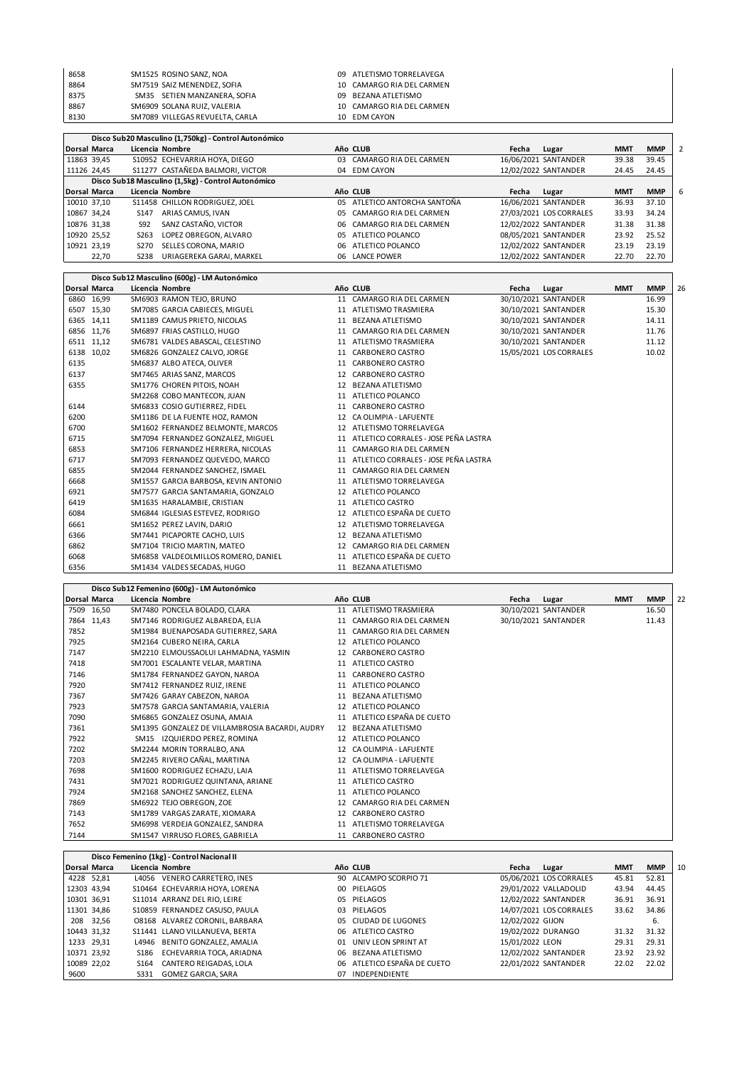| | | | | | | | | | |
|---|---|---|---|---|---|---|---|---|---|
| 8658 | | SM1525 | ROSINO SANZ, NOA | 09 | ATLETISMO TORRELAVEGA | | | | |
| 8864 | | SM7519 | SAIZ MENENDEZ, SOFIA | 10 | CAMARGO RIA DEL CARMEN | | | | |
| 8375 | | SM35 | SETIEN MANZANERA, SOFIA | 09 | BEZANA ATLETISMO | | | | |
| 8867 | | SM6909 | SOLANA RUIZ, VALERIA | 10 | CAMARGO RIA DEL CARMEN | | | | |
| 8130 | | SM7089 | VILLEGAS REVUELTA, CARLA | 10 | EDM CAYON | | | | |

**Disco Sub20 Masculino (1,750kg) - Control Autonómico** 2

| Dorsal | Marca | Licencia | Nombre | Año | CLUB | Fecha | Lugar | MMT | MMP |
|---|---|---|---|---|---|---|---|---|---|
| 11863 | 39,45 | S10952 | ECHEVARRIA HOYA, DIEGO | 03 | CAMARGO RIA DEL CARMEN | 16/06/2021 | SANTANDER | 39.38 | 39.45 |
| 11126 | 24,45 | S11277 | CASTAÑEDA BALMORI, VICTOR | 04 | EDM CAYON | 12/02/2022 | SANTANDER | 24.45 | 24.45 |

**Disco Sub18 Masculino (1,5kg) - Control Autonómico** 6

| Dorsal | Marca | Licencia | Nombre | Año | CLUB | Fecha | Lugar | MMT | MMP |
|---|---|---|---|---|---|---|---|---|---|
| 10010 | 37,10 | S11458 | CHILLON RODRIGUEZ, JOEL | 05 | ATLETICO ANTORCHA SANTOÑA | 16/06/2021 | SANTANDER | 36.93 | 37.10 |
| 10867 | 34,24 | S147 | ARIAS CAMUS, IVAN | 05 | CAMARGO RIA DEL CARMEN | 27/03/2021 | LOS CORRALES | 33.93 | 34.24 |
| 10876 | 31,38 | S92 | SANZ CASTAÑO, VICTOR | 06 | CAMARGO RIA DEL CARMEN | 12/02/2022 | SANTANDER | 31.38 | 31.38 |
| 10920 | 25,52 | S263 | LOPEZ OBREGON, ALVARO | 05 | ATLETICO POLANCO | 08/05/2021 | SANTANDER | 23.92 | 25.52 |
| 10921 | 23,19 | S270 | SELLES CORONA, MARIO | 06 | ATLETICO POLANCO | 12/02/2022 | SANTANDER | 23.19 | 23.19 |
| | 22,70 | S238 | URIAGEREKA GARAI, MARKEL | 06 | LANCE POWER | 12/02/2022 | SANTANDER | 22.70 | 22.70 |

**Disco Sub12 Masculino (600g) - LM Autonómico** 26

| Dorsal | Marca | Licencia | Nombre | Año | CLUB | Fecha | Lugar | MMT | MMP |
|---|---|---|---|---|---|---|---|---|---|
| 6860 | 16,99 | SM6903 | RAMON TEJO, BRUNO | 11 | CAMARGO RIA DEL CARMEN | 30/10/2021 | SANTANDER | | 16.99 |
| 6507 | 15,30 | SM7085 | GARCIA CABIECES, MIGUEL | 11 | ATLETISMO TRASMIERA | 30/10/2021 | SANTANDER | | 15.30 |
| 6365 | 14,11 | SM1189 | CAMUS PRIETO, NICOLAS | 11 | BEZANA ATLETISMO | 30/10/2021 | SANTANDER | | 14.11 |
| 6856 | 11,76 | SM6897 | FRIAS CASTILLO, HUGO | 11 | CAMARGO RIA DEL CARMEN | 30/10/2021 | SANTANDER | | 11.76 |
| 6511 | 11,12 | SM6781 | VALDES ABASCAL, CELESTINO | 11 | ATLETISMO TRASMIERA | 30/10/2021 | SANTANDER | | 11.12 |
| 6138 | 10,02 | SM6826 | GONZALEZ CALVO, JORGE | 11 | CARBONERO CASTRO | 15/05/2021 | LOS CORRALES | | 10.02 |
| 6135 | | SM6837 | ALBO ATECA, OLIVER | 11 | CARBONERO CASTRO | | | | |
| 6137 | | SM7465 | ARIAS SANZ, MARCOS | 12 | CARBONERO CASTRO | | | | |
| 6355 | | SM1776 | CHOREN PITOIS, NOAH | 12 | BEZANA ATLETISMO | | | | |
| | | SM2268 | COBO MANTECON, JUAN | 11 | ATLETICO POLANCO | | | | |
| 6144 | | SM6833 | COSIO GUTIERREZ, FIDEL | 11 | CARBONERO CASTRO | | | | |
| 6200 | | SM1186 | DE LA FUENTE HOZ, RAMON | 12 | CA OLIMPIA - LAFUENTE | | | | |
| 6700 | | SM1602 | FERNANDEZ BELMONTE, MARCOS | 12 | ATLETISMO TORRELAVEGA | | | | |
| 6715 | | SM7094 | FERNANDEZ GONZALEZ, MIGUEL | 11 | ATLETICO CORRALES - JOSE PEÑA LASTRA | | | | |
| 6853 | | SM7106 | FERNANDEZ HERRERA, NICOLAS | 11 | CAMARGO RIA DEL CARMEN | | | | |
| 6717 | | SM7093 | FERNANDEZ QUEVEDO, MARCO | 11 | ATLETICO CORRALES - JOSE PEÑA LASTRA | | | | |
| 6855 | | SM2044 | FERNANDEZ SANCHEZ, ISMAEL | 11 | CAMARGO RIA DEL CARMEN | | | | |
| 6668 | | SM1557 | GARCIA BARBOSA, KEVIN ANTONIO | 11 | ATLETISMO TORRELAVEGA | | | | |
| 6921 | | SM7577 | GARCIA SANTAMARIA, GONZALO | 12 | ATLETICO POLANCO | | | | |
| 6419 | | SM1635 | HARALAMBIE, CRISTIAN | 11 | ATLETICO CASTRO | | | | |
| 6084 | | SM6844 | IGLESIAS ESTEVEZ, RODRIGO | 12 | ATLETICO ESPAÑA DE CUETO | | | | |
| 6661 | | SM1652 | PEREZ LAVIN, DARIO | 12 | ATLETISMO TORRELAVEGA | | | | |
| 6366 | | SM7441 | PICAPORTE CACHO, LUIS | 12 | BEZANA ATLETISMO | | | | |
| 6862 | | SM7104 | TRICIO MARTIN, MATEO | 12 | CAMARGO RIA DEL CARMEN | | | | |
| 6068 | | SM6858 | VALDEOLMILLOS ROMERO, DANIEL | 11 | ATLETICO ESPAÑA DE CUETO | | | | |
| 6356 | | SM1434 | VALDES SECADAS, HUGO | 11 | BEZANA ATLETISMO | | | | |

**Disco Sub12 Femenino (600g) - LM Autonómico** 22

| Dorsal | Marca | Licencia | Nombre | Año | CLUB | Fecha | Lugar | MMT | MMP |
|---|---|---|---|---|---|---|---|---|---|
| 7509 | 16,50 | SM7480 | PONCELA BOLADO, CLARA | 11 | ATLETISMO TRASMIERA | 30/10/2021 | SANTANDER | | 16.50 |
| 7864 | 11,43 | SM7146 | RODRIGUEZ ALBAREDA, ELIA | 11 | CAMARGO RIA DEL CARMEN | 30/10/2021 | SANTANDER | | 11.43 |
| 7852 | | SM1984 | BUENAPOSADA GUTIERREZ, SARA | 11 | CAMARGO RIA DEL CARMEN | | | | |
| 7925 | | SM2164 | CUBERO NEIRA, CARLA | 12 | ATLETICO POLANCO | | | | |
| 7147 | | SM2210 | ELMOUSSAOLUI LAHMADNA, YASMIN | 12 | CARBONERO CASTRO | | | | |
| 7418 | | SM7001 | ESCALANTE VELAR, MARTINA | 11 | ATLETICO CASTRO | | | | |
| 7146 | | SM1784 | FERNANDEZ GAYON, NAROA | 11 | CARBONERO CASTRO | | | | |
| 7920 | | SM7412 | FERNANDEZ RUIZ, IRENE | 11 | ATLETICO POLANCO | | | | |
| 7367 | | SM7426 | GARAY CABEZON, NAROA | 11 | BEZANA ATLETISMO | | | | |
| 7923 | | SM7578 | GARCIA SANTAMARIA, VALERIA | 12 | ATLETICO POLANCO | | | | |
| 7090 | | SM6865 | GONZALEZ OSUNA, AMAIA | 11 | ATLETICO ESPAÑA DE CUETO | | | | |
| 7361 | | SM1395 | GONZALEZ DE VILLAMBROSIA BACARDI, AUDRY | 12 | BEZANA ATLETISMO | | | | |
| 7922 | | SM15 | IZQUIERDO PEREZ, ROMINA | 12 | ATLETICO POLANCO | | | | |
| 7202 | | SM2244 | MORIN TORRALBO, ANA | 12 | CA OLIMPIA - LAFUENTE | | | | |
| 7203 | | SM2245 | RIVERO CAÑAL, MARTINA | 12 | CA OLIMPIA - LAFUENTE | | | | |
| 7698 | | SM1600 | RODRIGUEZ ECHAZU, LAIA | 11 | ATLETISMO TORRELAVEGA | | | | |
| 7431 | | SM7021 | RODRIGUEZ QUINTANA, ARIANE | 11 | ATLETICO CASTRO | | | | |
| 7924 | | SM2168 | SANCHEZ SANCHEZ, ELENA | 11 | ATLETICO POLANCO | | | | |
| 7869 | | SM6922 | TEJO OBREGON, ZOE | 12 | CAMARGO RIA DEL CARMEN | | | | |
| 7143 | | SM1789 | VARGAS ZARATE, XIOMARA | 12 | CARBONERO CASTRO | | | | |
| 7652 | | SM6998 | VERDEJA GONZALEZ, SANDRA | 11 | ATLETISMO TORRELAVEGA | | | | |
| 7144 | | SM1547 | VIRRUSO FLORES, GABRIELA | 11 | CARBONERO CASTRO | | | | |

**Disco Femenino (1kg) - Control Nacional II** 10

| Dorsal | Marca | Licencia | Nombre | Año | CLUB | Fecha | Lugar | MMT | MMP |
|---|---|---|---|---|---|---|---|---|---|
| 4228 | 52,81 | L4056 | VENERO CARRETERO, INES | 90 | ALCAMPO SCORPIO 71 | 05/06/2021 | LOS CORRALES | 45.81 | 52.81 |
| 12303 | 43,94 | S10464 | ECHEVARRIA HOYA, LORENA | 00 | PIELAGOS | 29/01/2022 | VALLADOLID | 43.94 | 44.45 |
| 10301 | 36,91 | S11014 | ARRANZ DEL RIO, LEIRE | 05 | PIELAGOS | 12/02/2022 | SANTANDER | 36.91 | 36.91 |
| 11301 | 34,86 | S10859 | FERNANDEZ CASUSO, PAULA | 03 | PIELAGOS | 14/07/2021 | LOS CORRALES | 33.62 | 34.86 |
| 208 | 32,56 | O8168 | ALVAREZ CORONIL, BARBARA | 05 | CIUDAD DE LUGONES | 12/02/2022 | GIJON | | 6. |
| 10443 | 31,32 | S11441 | LLANO VILLANUEVA, BERTA | 06 | ATLETICO CASTRO | 19/02/2022 | DURANGO | 31.32 | 31.32 |
| 1233 | 29,31 | L4946 | BENITO GONZALEZ, AMALIA | 01 | UNIV LEON SPRINT AT | 15/01/2022 | LEON | 29.31 | 29.31 |
| 10371 | 23,92 | S186 | ECHEVARRIA TOCA, ARIADNA | 06 | BEZANA ATLETISMO | 12/02/2022 | SANTANDER | 23.92 | 23.92 |
| 10089 | 22,02 | S164 | CANTERO REIGADAS, LOLA | 06 | ATLETICO ESPAÑA DE CUETO | 22/01/2022 | SANTANDER | 22.02 | 22.02 |
| 9600 | | S331 | GOMEZ GARCIA, SARA | 07 | INDEPENDIENTE | | | | |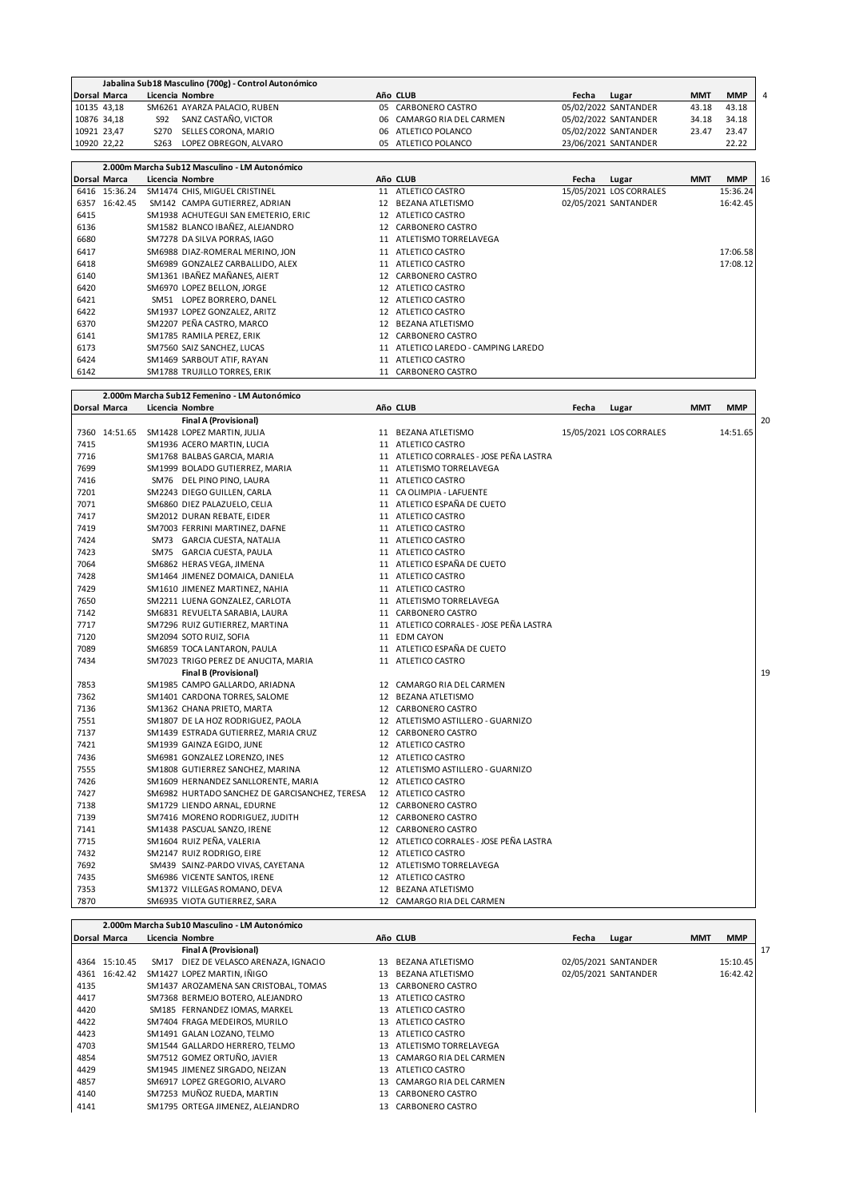| Jabalina Sub18 Masculino (700g) - Control Autonómico | | | | | | | | | | |
|---|---|---|---|---|---|---|---|---|---|---|
| Dorsal | Marca | Licencia | Nombre | Año | CLUB | Fecha | Lugar | MMT | MMP | 4 |
| 10135 | 43,18 | SM6261 | AYARZA PALACIO, RUBEN | 05 | CARBONERO CASTRO | 05/02/2022 | SANTANDER | 43.18 | 43.18 | |
| 10876 | 34,18 | S92 | SANZ CASTAÑO, VICTOR | 06 | CAMARGO RIA DEL CARMEN | 05/02/2022 | SANTANDER | 34.18 | 34.18 | |
| 10921 | 23,47 | S270 | SELLES CORONA, MARIO | 06 | ATLETICO POLANCO | 05/02/2022 | SANTANDER | 23.47 | 23.47 | |
| 10920 | 22,22 | S263 | LOPEZ OBREGON, ALVARO | 05 | ATLETICO POLANCO | 23/06/2021 | SANTANDER | | 22.22 | |

| 2.000m Marcha Sub12 Masculino - LM Autonómico | | | | | | | | | | |
|---|---|---|---|---|---|---|---|---|---|---|
| Dorsal | Marca | Licencia | Nombre | Año | CLUB | Fecha | Lugar | MMT | MMP | 16 |
| 6416 | 15:36.24 | SM1474 | CHIS, MIGUEL CRISTINEL | 11 | ATLETICO CASTRO | 15/05/2021 | LOS CORRALES | | 15:36.24 | |
| 6357 | 16:42.45 | SM142 | CAMPA GUTIERREZ, ADRIAN | 12 | BEZANA ATLETISMO | 02/05/2021 | SANTANDER | | 16:42.45 | |
| 6415 | | SM1938 | ACHUTEGUI SAN EMETERIO, ERIC | 12 | ATLETICO CASTRO | | | | | |
| 6136 | | SM1582 | BLANCO IBAÑEZ, ALEJANDRO | 12 | CARBONERO CASTRO | | | | | |
| 6680 | | SM7278 | DA SILVA PORRAS, IAGO | 11 | ATLETISMO TORRELAVEGA | | | | | |
| 6417 | | SM6988 | DIAZ-ROMERAL MERINO, JON | 11 | ATLETICO CASTRO | | | | 17:06.58 | |
| 6418 | | SM6989 | GONZALEZ CARBALLIDO, ALEX | 11 | ATLETICO CASTRO | | | | 17:08.12 | |
| 6140 | | SM1361 | IBAÑEZ MAÑANES, AIERT | 12 | CARBONERO CASTRO | | | | | |
| 6420 | | SM6970 | LOPEZ BELLON, JORGE | 12 | ATLETICO CASTRO | | | | | |
| 6421 | | SM51 | LOPEZ BORRERO, DANEL | 12 | ATLETICO CASTRO | | | | | |
| 6422 | | SM1937 | LOPEZ GONZALEZ, ARITZ | 12 | ATLETICO CASTRO | | | | | |
| 6370 | | SM2207 | PEÑA CASTRO, MARCO | 12 | BEZANA ATLETISMO | | | | | |
| 6141 | | SM1785 | RAMILA PEREZ, ERIK | 12 | CARBONERO CASTRO | | | | | |
| 6173 | | SM7560 | SAIZ SANCHEZ, LUCAS | 11 | ATLETICO LAREDO - CAMPING LAREDO | | | | | |
| 6424 | | SM1469 | SARBOUT ATIF, RAYAN | 11 | ATLETICO CASTRO | | | | | |
| 6142 | | SM1788 | TRUJILLO TORRES, ERIK | 11 | CARBONERO CASTRO | | | | | |

| 2.000m Marcha Sub12 Femenino - LM Autonómico | | | | | | | | | | |
|---|---|---|---|---|---|---|---|---|---|---|
| Dorsal | Marca | Licencia | Nombre | Año | CLUB | Fecha | Lugar | MMT | MMP | |
| | | | **Final A (Provisional)** | | | | | | | 20 |
| 7360 | 14:51.65 | SM1428 | LOPEZ MARTIN, JULIA | 11 | BEZANA ATLETISMO | 15/05/2021 | LOS CORRALES | | 14:51.65 | |
| 7415 | | SM1936 | ACERO MARTIN, LUCIA | 11 | ATLETICO CASTRO | | | | | |
| 7716 | | SM1768 | BALBAS GARCIA, MARIA | 11 | ATLETICO CORRALES - JOSE PEÑA LASTRA | | | | | |
| 7699 | | SM1999 | BOLADO GUTIERREZ, MARIA | 11 | ATLETISMO TORRELAVEGA | | | | | |
| 7416 | | SM76 | DEL PINO PINO, LAURA | 11 | ATLETICO CASTRO | | | | | |
| 7201 | | SM2243 | DIEGO GUILLEN, CARLA | 11 | CA OLIMPIA - LAFUENTE | | | | | |
| 7071 | | SM6860 | DIEZ PALAZUELO, CELIA | 11 | ATLETICO ESPAÑA DE CUETO | | | | | |
| 7417 | | SM2012 | DURAN REBATE, EIDER | 11 | ATLETICO CASTRO | | | | | |
| 7419 | | SM7003 | FERRINI MARTINEZ, DAFNE | 11 | ATLETICO CASTRO | | | | | |
| 7424 | | SM73 | GARCIA CUESTA, NATALIA | 11 | ATLETICO CASTRO | | | | | |
| 7423 | | SM75 | GARCIA CUESTA, PAULA | 11 | ATLETICO CASTRO | | | | | |
| 7064 | | SM6862 | HERAS VEGA, JIMENA | 11 | ATLETICO ESPAÑA DE CUETO | | | | | |
| 7428 | | SM1464 | JIMENEZ DOMAICA, DANIELA | 11 | ATLETICO CASTRO | | | | | |
| 7429 | | SM1610 | JIMENEZ MARTINEZ, NAHIA | 11 | ATLETICO CASTRO | | | | | |
| 7650 | | SM2211 | LUENA GONZALEZ, CARLOTA | 11 | ATLETISMO TORRELAVEGA | | | | | |
| 7142 | | SM6831 | REVUELTA SARABIA, LAURA | 11 | CARBONERO CASTRO | | | | | |
| 7717 | | SM7296 | RUIZ GUTIERREZ, MARTINA | 11 | ATLETICO CORRALES - JOSE PEÑA LASTRA | | | | | |
| 7120 | | SM2094 | SOTO RUIZ, SOFIA | 11 | EDM CAYON | | | | | |
| 7089 | | SM6859 | TOCA LANTARON, PAULA | 11 | ATLETICO ESPAÑA DE CUETO | | | | | |
| 7434 | | SM7023 | TRIGO PEREZ DE ANUCITA, MARIA | 11 | ATLETICO CASTRO | | | | | |
| | | | **Final B (Provisional)** | | | | | | | 19 |
| 7853 | | SM1985 | CAMPO GALLARDO, ARIADNA | 12 | CAMARGO RIA DEL CARMEN | | | | | |
| 7362 | | SM1401 | CARDONA TORRES, SALOME | 12 | BEZANA ATLETISMO | | | | | |
| 7136 | | SM1362 | CHANA PRIETO, MARTA | 12 | CARBONERO CASTRO | | | | | |
| 7551 | | SM1807 | DE LA HOZ RODRIGUEZ, PAOLA | 12 | ATLETISMO ASTILLERO - GUARNIZO | | | | | |
| 7137 | | SM1439 | ESTRADA GUTIERREZ, MARIA CRUZ | 12 | CARBONERO CASTRO | | | | | |
| 7421 | | SM1939 | GAINZA EGIDO, JUNE | 12 | ATLETICO CASTRO | | | | | |
| 7436 | | SM6981 | GONZALEZ LORENZO, INES | 12 | ATLETICO CASTRO | | | | | |
| 7555 | | SM1808 | GUTIERREZ SANCHEZ, MARINA | 12 | ATLETISMO ASTILLERO - GUARNIZO | | | | | |
| 7426 | | SM1609 | HERNANDEZ SANLLORENTE, MARIA | 12 | ATLETICO CASTRO | | | | | |
| 7427 | | SM6982 | HURTADO SANCHEZ DE GARCISANCHEZ, TERESA | 12 | ATLETICO CASTRO | | | | | |
| 7138 | | SM1729 | LIENDO ARNAL, EDURNE | 12 | CARBONERO CASTRO | | | | | |
| 7139 | | SM7416 | MORENO RODRIGUEZ, JUDITH | 12 | CARBONERO CASTRO | | | | | |
| 7141 | | SM1438 | PASCUAL SANZO, IRENE | 12 | CARBONERO CASTRO | | | | | |
| 7715 | | SM1604 | RUIZ PEÑA, VALERIA | 12 | ATLETICO CORRALES - JOSE PEÑA LASTRA | | | | | |
| 7432 | | SM2147 | RUIZ RODRIGO, EIRE | 12 | ATLETICO CASTRO | | | | | |
| 7692 | | SM439 | SAINZ-PARDO VIVAS, CAYETANA | 12 | ATLETISMO TORRELAVEGA | | | | | |
| 7435 | | SM6986 | VICENTE SANTOS, IRENE | 12 | ATLETICO CASTRO | | | | | |
| 7353 | | SM1372 | VILLEGAS ROMANO, DEVA | 12 | BEZANA ATLETISMO | | | | | |
| 7870 | | SM6935 | VIOTA GUTIERREZ, SARA | 12 | CAMARGO RIA DEL CARMEN | | | | | |

| 2.000m Marcha Sub10 Masculino - LM Autonómico | | | | | | | | | | |
|---|---|---|---|---|---|---|---|---|---|---|
| Dorsal | Marca | Licencia | Nombre | Año | CLUB | Fecha | Lugar | MMT | MMP | |
| | | | **Final A (Provisional)** | | | | | | | 17 |
| 4364 | 15:10.45 | SM17 | DIEZ DE VELASCO ARENAZA, IGNACIO | 13 | BEZANA ATLETISMO | 02/05/2021 | SANTANDER | | 15:10.45 | |
| 4361 | 16:42.42 | SM1427 | LOPEZ MARTIN, IÑIGO | 13 | BEZANA ATLETISMO | 02/05/2021 | SANTANDER | | 16:42.42 | |
| 4135 | | SM1437 | AROZAMENA SAN CRISTOBAL, TOMAS | 13 | CARBONERO CASTRO | | | | | |
| 4417 | | SM7368 | BERMEJO BOTERO, ALEJANDRO | 13 | ATLETICO CASTRO | | | | | |
| 4420 | | SM185 | FERNANDEZ IOMAS, MARKEL | 13 | ATLETICO CASTRO | | | | | |
| 4422 | | SM7404 | FRAGA MEDEIROS, MURILO | 13 | ATLETICO CASTRO | | | | | |
| 4423 | | SM1491 | GALAN LOZANO, TELMO | 13 | ATLETICO CASTRO | | | | | |
| 4703 | | SM1544 | GALLARDO HERRERO, TELMO | 13 | ATLETISMO TORRELAVEGA | | | | | |
| 4854 | | SM7512 | GOMEZ ORTUÑO, JAVIER | 13 | CAMARGO RIA DEL CARMEN | | | | | |
| 4429 | | SM1945 | JIMENEZ SIRGADO, NEIZAN | 13 | ATLETICO CASTRO | | | | | |
| 4857 | | SM6917 | LOPEZ GREGORIO, ALVARO | 13 | CAMARGO RIA DEL CARMEN | | | | | |
| 4140 | | SM7253 | MUÑOZ RUEDA, MARTIN | 13 | CARBONERO CASTRO | | | | | |
| 4141 | | SM1795 | ORTEGA JIMENEZ, ALEJANDRO | 13 | CARBONERO CASTRO | | | | | |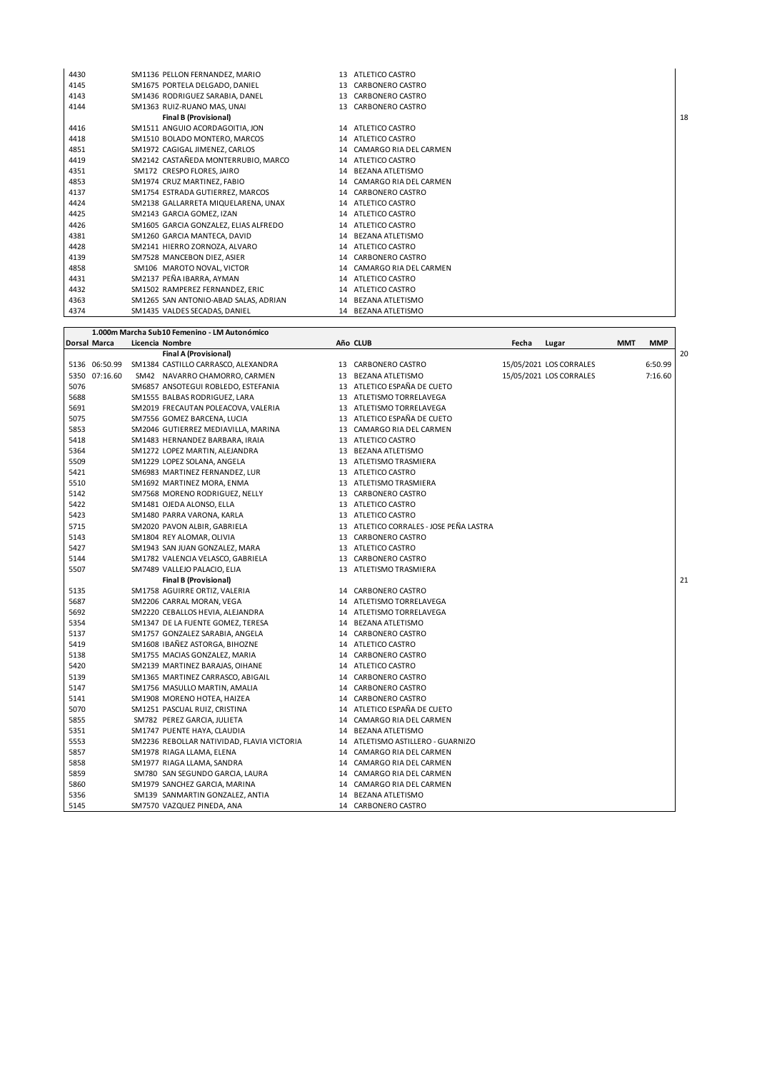| | | | | |
|---|---|---|---|---|
| 4430 | | SM1136 | PELLON FERNANDEZ, MARIO | 13 | ATLETICO CASTRO |
| 4145 | | SM1675 | PORTELA DELGADO, DANIEL | 13 | CARBONERO CASTRO |
| 4143 | | SM1436 | RODRIGUEZ SARABIA, DANEL | 13 | CARBONERO CASTRO |
| 4144 | | SM1363 | RUIZ-RUANO MAS, UNAI | 13 | CARBONERO CASTRO |
| | | | **Final B (Provisional)** | | |
| 4416 | | SM1511 | ANGUIO ACORDAGOITIA, JON | 14 | ATLETICO CASTRO |
| 4418 | | SM1510 | BOLADO MONTERO, MARCOS | 14 | ATLETICO CASTRO |
| 4851 | | SM1972 | CAGIGAL JIMENEZ, CARLOS | 14 | CAMARGO RIA DEL CARMEN |
| 4419 | | SM2142 | CASTAÑEDA MONTERRUBIO, MARCO | 14 | ATLETICO CASTRO |
| 4351 | | SM172 | CRESPO FLORES, JAIRO | 14 | BEZANA ATLETISMO |
| 4853 | | SM1974 | CRUZ MARTINEZ, FABIO | 14 | CAMARGO RIA DEL CARMEN |
| 4137 | | SM1754 | ESTRADA GUTIERREZ, MARCOS | 14 | CARBONERO CASTRO |
| 4424 | | SM2138 | GALLARRETA MIQUELARENA, UNAX | 14 | ATLETICO CASTRO |
| 4425 | | SM2143 | GARCIA GOMEZ, IZAN | 14 | ATLETICO CASTRO |
| 4426 | | SM1605 | GARCIA GONZALEZ, ELIAS ALFREDO | 14 | ATLETICO CASTRO |
| 4381 | | SM1260 | GARCIA MANTECA, DAVID | 14 | BEZANA ATLETISMO |
| 4428 | | SM2141 | HIERRO ZORNOZA, ALVARO | 14 | ATLETICO CASTRO |
| 4139 | | SM7528 | MANCEBON DIEZ, ASIER | 14 | CARBONERO CASTRO |
| 4858 | | SM106 | MAROTO NOVAL, VICTOR | 14 | CAMARGO RIA DEL CARMEN |
| 4431 | | SM2137 | PEÑA IBARRA, AYMAN | 14 | ATLETICO CASTRO |
| 4432 | | SM1502 | RAMPEREZ FERNANDEZ, ERIC | 14 | ATLETICO CASTRO |
| 4363 | | SM1265 | SAN ANTONIO-ABAD SALAS, ADRIAN | 14 | BEZANA ATLETISMO |
| 4374 | | SM1435 | VALDES SECADAS, DANIEL | 14 | BEZANA ATLETISMO |

**1.000m Marcha Sub10 Femenino - LM Autonómico**

| Dorsal | Marca | Licencia | Nombre | Año | CLUB | Fecha | Lugar | MMT | MMP |
|---|---|---|---|---|---|---|---|---|---|
| | | | **Final A (Provisional)** | | | | | | |
| 5136 | 06:50.99 | SM1384 | CASTILLO CARRASCO, ALEXANDRA | 13 | CARBONERO CASTRO | 15/05/2021 | LOS CORRALES | | 6:50.99 |
| 5350 | 07:16.60 | SM42 | NAVARRO CHAMORRO, CARMEN | 13 | BEZANA ATLETISMO | 15/05/2021 | LOS CORRALES | | 7:16.60 |
| 5076 | | SM6857 | ANSOTEGUI ROBLEDO, ESTEFANIA | 13 | ATLETICO ESPAÑA DE CUETO | | | | |
| 5688 | | SM1555 | BALBAS RODRIGUEZ, LARA | 13 | ATLETISMO TORRELAVEGA | | | | |
| 5691 | | SM2019 | FRECAUTAN POLEACOVA, VALERIA | 13 | ATLETISMO TORRELAVEGA | | | | |
| 5075 | | SM7556 | GOMEZ BARCENA, LUCIA | 13 | ATLETICO ESPAÑA DE CUETO | | | | |
| 5853 | | SM2046 | GUTIERREZ MEDIAVILLA, MARINA | 13 | CAMARGO RIA DEL CARMEN | | | | |
| 5418 | | SM1483 | HERNANDEZ BARBARA, IRAIA | 13 | ATLETICO CASTRO | | | | |
| 5364 | | SM1272 | LOPEZ MARTIN, ALEJANDRA | 13 | BEZANA ATLETISMO | | | | |
| 5509 | | SM1229 | LOPEZ SOLANA, ANGELA | 13 | ATLETISMO TRASMIERA | | | | |
| 5421 | | SM6983 | MARTINEZ FERNANDEZ, LUR | 13 | ATLETICO CASTRO | | | | |
| 5510 | | SM1692 | MARTINEZ MORA, ENMA | 13 | ATLETISMO TRASMIERA | | | | |
| 5142 | | SM7568 | MORENO RODRIGUEZ, NELLY | 13 | CARBONERO CASTRO | | | | |
| 5422 | | SM1481 | OJEDA ALONSO, ELLA | 13 | ATLETICO CASTRO | | | | |
| 5423 | | SM1480 | PARRA VARONA, KARLA | 13 | ATLETICO CASTRO | | | | |
| 5715 | | SM2020 | PAVON ALBIR, GABRIELA | 13 | ATLETICO CORRALES - JOSE PEÑA LASTRA | | | | |
| 5143 | | SM1804 | REY ALOMAR, OLIVIA | 13 | CARBONERO CASTRO | | | | |
| 5427 | | SM1943 | SAN JUAN GONZALEZ, MARA | 13 | ATLETICO CASTRO | | | | |
| 5144 | | SM1782 | VALENCIA VELASCO, GABRIELA | 13 | CARBONERO CASTRO | | | | |
| 5507 | | SM7489 | VALLEJO PALACIO, ELIA | 13 | ATLETISMO TRASMIERA | | | | |
| | | | **Final B (Provisional)** | | | | | | |
| 5135 | | SM1758 | AGUIRRE ORTIZ, VALERIA | 14 | CARBONERO CASTRO | | | | |
| 5687 | | SM2206 | CARRAL MORAN, VEGA | 14 | ATLETISMO TORRELAVEGA | | | | |
| 5692 | | SM2220 | CEBALLOS HEVIA, ALEJANDRA | 14 | ATLETISMO TORRELAVEGA | | | | |
| 5354 | | SM1347 | DE LA FUENTE GOMEZ, TERESA | 14 | BEZANA ATLETISMO | | | | |
| 5137 | | SM1757 | GONZALEZ SARABIA, ANGELA | 14 | CARBONERO CASTRO | | | | |
| 5419 | | SM1608 | IBAÑEZ ASTORGA, BIHOZNE | 14 | ATLETICO CASTRO | | | | |
| 5138 | | SM1755 | MACIAS GONZALEZ, MARIA | 14 | CARBONERO CASTRO | | | | |
| 5420 | | SM2139 | MARTINEZ BARAJAS, OIHANE | 14 | ATLETICO CASTRO | | | | |
| 5139 | | SM1365 | MARTINEZ CARRASCO, ABIGAIL | 14 | CARBONERO CASTRO | | | | |
| 5147 | | SM1756 | MASULLO MARTIN, AMALIA | 14 | CARBONERO CASTRO | | | | |
| 5141 | | SM1908 | MORENO HOTEA, HAIZEA | 14 | CARBONERO CASTRO | | | | |
| 5070 | | SM1251 | PASCUAL RUIZ, CRISTINA | 14 | ATLETICO ESPAÑA DE CUETO | | | | |
| 5855 | | SM782 | PEREZ GARCIA, JULIETA | 14 | CAMARGO RIA DEL CARMEN | | | | |
| 5351 | | SM1747 | PUENTE HAYA, CLAUDIA | 14 | BEZANA ATLETISMO | | | | |
| 5553 | | SM2236 | REBOLLAR NATIVIDAD, FLAVIA VICTORIA | 14 | ATLETISMO ASTILLERO - GUARNIZO | | | | |
| 5857 | | SM1978 | RIAGA LLAMA, ELENA | 14 | CAMARGO RIA DEL CARMEN | | | | |
| 5858 | | SM1977 | RIAGA LLAMA, SANDRA | 14 | CAMARGO RIA DEL CARMEN | | | | |
| 5859 | | SM780 | SAN SEGUNDO GARCIA, LAURA | 14 | CAMARGO RIA DEL CARMEN | | | | |
| 5860 | | SM1979 | SANCHEZ GARCIA, MARINA | 14 | CAMARGO RIA DEL CARMEN | | | | |
| 5356 | | SM139 | SANMARTIN GONZALEZ, ANTIA | 14 | BEZANA ATLETISMO | | | | |
| 5145 | | SM7570 | VAZQUEZ PINEDA, ANA | 14 | CARBONERO CASTRO | | | | |